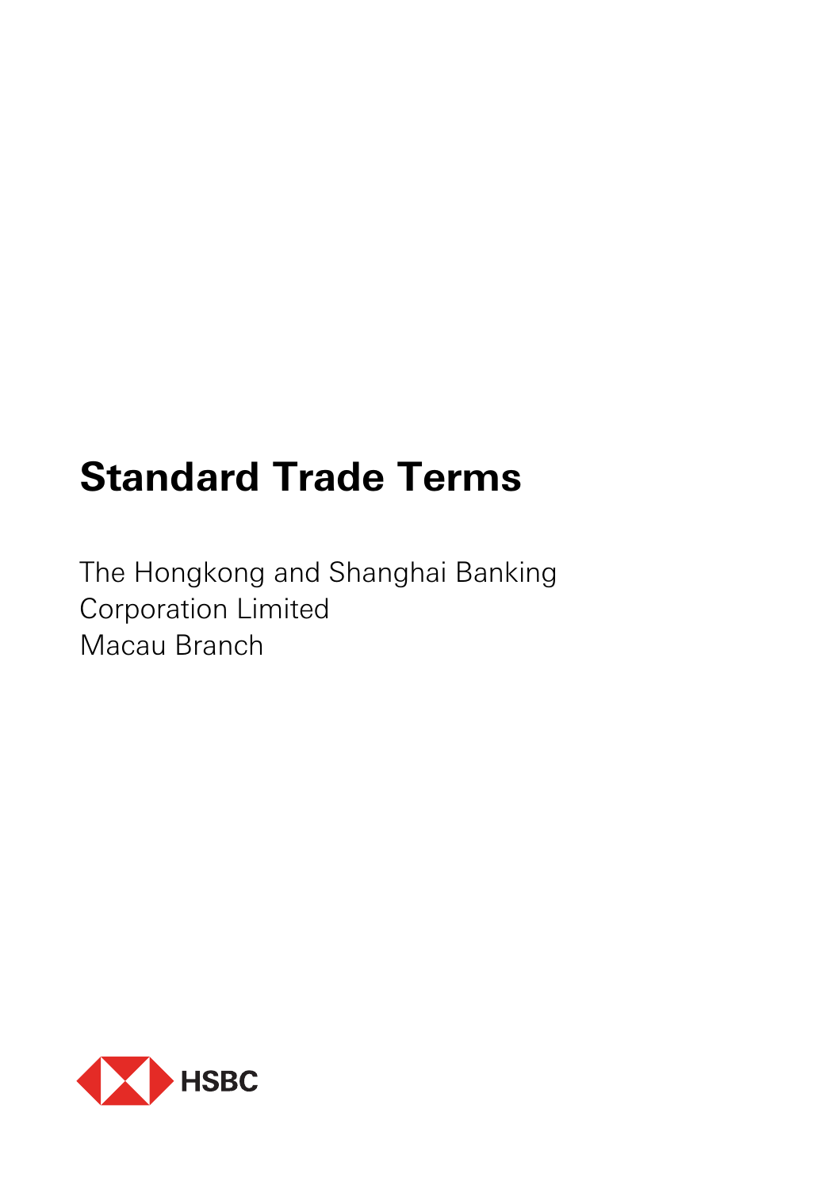# Standard Trade Terms

The Hongkong and Shanghai Banking Corporation Limited
Macau Branch

HSBC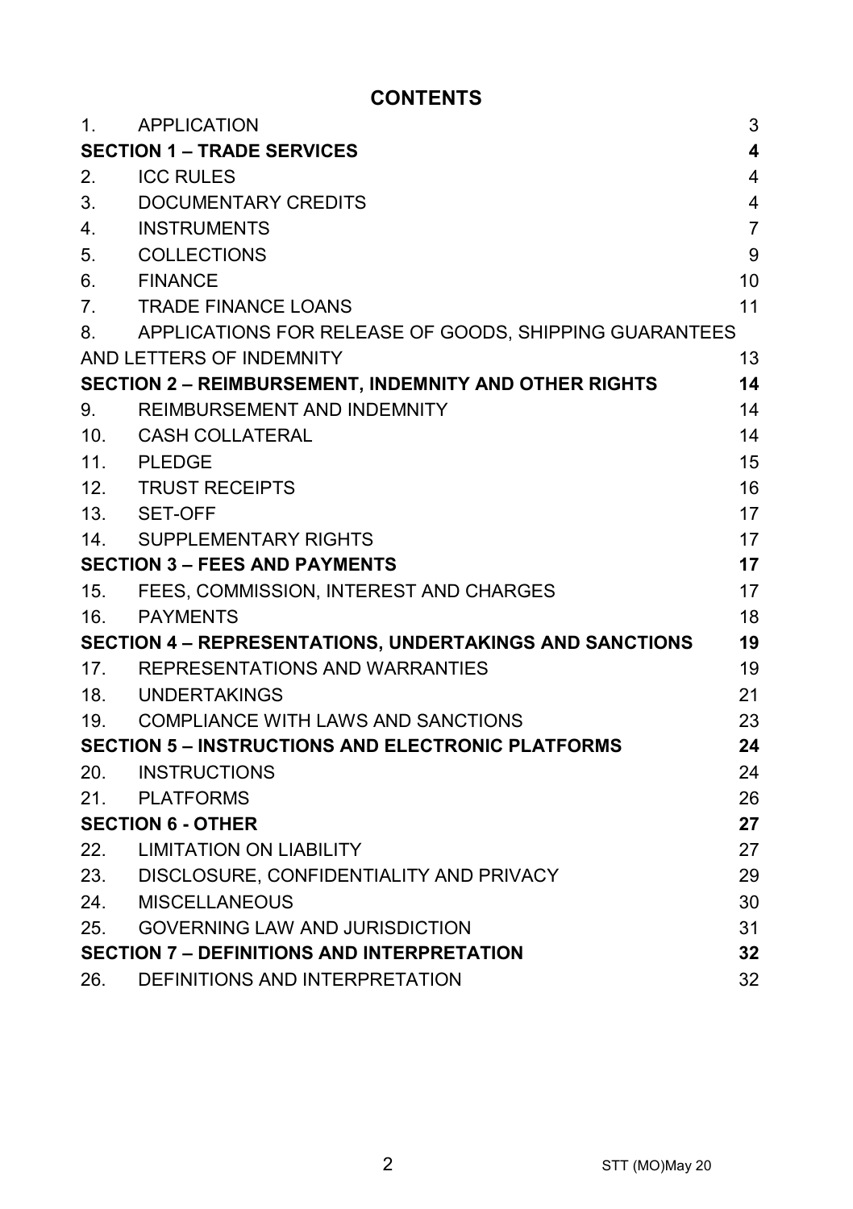# CONTENTS

| | | |
|---|---|---|
| 1. | APPLICATION | 3 |
| **SECTION 1 – TRADE SERVICES** | | **4** |
| 2. | ICC RULES | 4 |
| 3. | DOCUMENTARY CREDITS | 4 |
| 4. | INSTRUMENTS | 7 |
| 5. | COLLECTIONS | 9 |
| 6. | FINANCE | 10 |
| 7. | TRADE FINANCE LOANS | 11 |
| 8. | APPLICATIONS FOR RELEASE OF GOODS, SHIPPING GUARANTEES AND LETTERS OF INDEMNITY | 13 |
| **SECTION 2 – REIMBURSEMENT, INDEMNITY AND OTHER RIGHTS** | | **14** |
| 9. | REIMBURSEMENT AND INDEMNITY | 14 |
| 10. | CASH COLLATERAL | 14 |
| 11. | PLEDGE | 15 |
| 12. | TRUST RECEIPTS | 16 |
| 13. | SET-OFF | 17 |
| 14. | SUPPLEMENTARY RIGHTS | 17 |
| **SECTION 3 – FEES AND PAYMENTS** | | **17** |
| 15. | FEES, COMMISSION, INTEREST AND CHARGES | 17 |
| 16. | PAYMENTS | 18 |
| **SECTION 4 – REPRESENTATIONS, UNDERTAKINGS AND SANCTIONS** | | **19** |
| 17. | REPRESENTATIONS AND WARRANTIES | 19 |
| 18. | UNDERTAKINGS | 21 |
| 19. | COMPLIANCE WITH LAWS AND SANCTIONS | 23 |
| **SECTION 5 – INSTRUCTIONS AND ELECTRONIC PLATFORMS** | | **24** |
| 20. | INSTRUCTIONS | 24 |
| 21. | PLATFORMS | 26 |
| **SECTION 6 - OTHER** | | **27** |
| 22. | LIMITATION ON LIABILITY | 27 |
| 23. | DISCLOSURE, CONFIDENTIALITY AND PRIVACY | 29 |
| 24. | MISCELLANEOUS | 30 |
| 25. | GOVERNING LAW AND JURISDICTION | 31 |
| **SECTION 7 – DEFINITIONS AND INTERPRETATION** | | **32** |
| 26. | DEFINITIONS AND INTERPRETATION | 32 |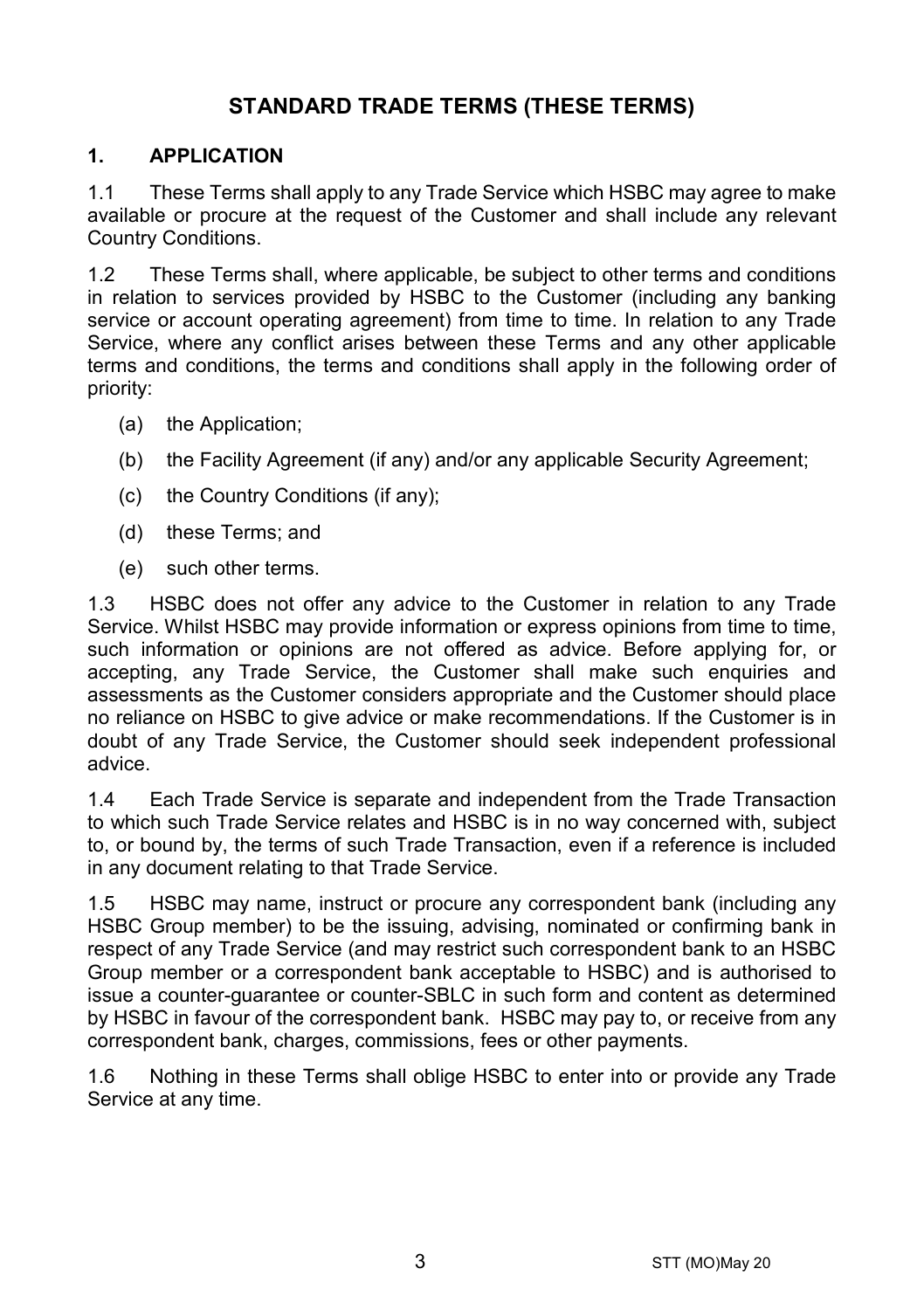# STANDARD TRADE TERMS (THESE TERMS)

## 1. APPLICATION

1.1 These Terms shall apply to any Trade Service which HSBC may agree to make available or procure at the request of the Customer and shall include any relevant Country Conditions.

1.2 These Terms shall, where applicable, be subject to other terms and conditions in relation to services provided by HSBC to the Customer (including any banking service or account operating agreement) from time to time. In relation to any Trade Service, where any conflict arises between these Terms and any other applicable terms and conditions, the terms and conditions shall apply in the following order of priority:

(a) the Application;

(b) the Facility Agreement (if any) and/or any applicable Security Agreement;

(c) the Country Conditions (if any);

(d) these Terms; and

(e) such other terms.

1.3 HSBC does not offer any advice to the Customer in relation to any Trade Service. Whilst HSBC may provide information or express opinions from time to time, such information or opinions are not offered as advice. Before applying for, or accepting, any Trade Service, the Customer shall make such enquiries and assessments as the Customer considers appropriate and the Customer should place no reliance on HSBC to give advice or make recommendations. If the Customer is in doubt of any Trade Service, the Customer should seek independent professional advice.

1.4 Each Trade Service is separate and independent from the Trade Transaction to which such Trade Service relates and HSBC is in no way concerned with, subject to, or bound by, the terms of such Trade Transaction, even if a reference is included in any document relating to that Trade Service.

1.5 HSBC may name, instruct or procure any correspondent bank (including any HSBC Group member) to be the issuing, advising, nominated or confirming bank in respect of any Trade Service (and may restrict such correspondent bank to an HSBC Group member or a correspondent bank acceptable to HSBC) and is authorised to issue a counter-guarantee or counter-SBLC in such form and content as determined by HSBC in favour of the correspondent bank. HSBC may pay to, or receive from any correspondent bank, charges, commissions, fees or other payments.

1.6 Nothing in these Terms shall oblige HSBC to enter into or provide any Trade Service at any time.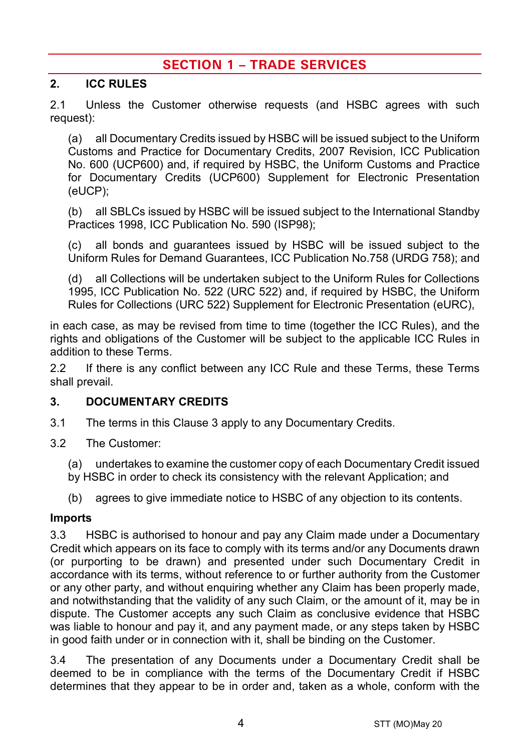## SECTION 1 – TRADE SERVICES

### 2. ICC RULES

2.1 Unless the Customer otherwise requests (and HSBC agrees with such request):

(a) all Documentary Credits issued by HSBC will be issued subject to the Uniform Customs and Practice for Documentary Credits, 2007 Revision, ICC Publication No. 600 (UCP600) and, if required by HSBC, the Uniform Customs and Practice for Documentary Credits (UCP600) Supplement for Electronic Presentation (eUCP);

(b) all SBLCs issued by HSBC will be issued subject to the International Standby Practices 1998, ICC Publication No. 590 (ISP98);

(c) all bonds and guarantees issued by HSBC will be issued subject to the Uniform Rules for Demand Guarantees, ICC Publication No.758 (URDG 758); and

(d) all Collections will be undertaken subject to the Uniform Rules for Collections 1995, ICC Publication No. 522 (URC 522) and, if required by HSBC, the Uniform Rules for Collections (URC 522) Supplement for Electronic Presentation (eURC),

in each case, as may be revised from time to time (together the ICC Rules), and the rights and obligations of the Customer will be subject to the applicable ICC Rules in addition to these Terms.

2.2 If there is any conflict between any ICC Rule and these Terms, these Terms shall prevail.

### 3. DOCUMENTARY CREDITS

3.1 The terms in this Clause 3 apply to any Documentary Credits.

3.2 The Customer:

(a) undertakes to examine the customer copy of each Documentary Credit issued by HSBC in order to check its consistency with the relevant Application; and

(b) agrees to give immediate notice to HSBC of any objection to its contents.

**Imports**

3.3 HSBC is authorised to honour and pay any Claim made under a Documentary Credit which appears on its face to comply with its terms and/or any Documents drawn (or purporting to be drawn) and presented under such Documentary Credit in accordance with its terms, without reference to or further authority from the Customer or any other party, and without enquiring whether any Claim has been properly made, and notwithstanding that the validity of any such Claim, or the amount of it, may be in dispute. The Customer accepts any such Claim as conclusive evidence that HSBC was liable to honour and pay it, and any payment made, or any steps taken by HSBC in good faith under or in connection with it, shall be binding on the Customer.

3.4 The presentation of any Documents under a Documentary Credit shall be deemed to be in compliance with the terms of the Documentary Credit if HSBC determines that they appear to be in order and, taken as a whole, conform with the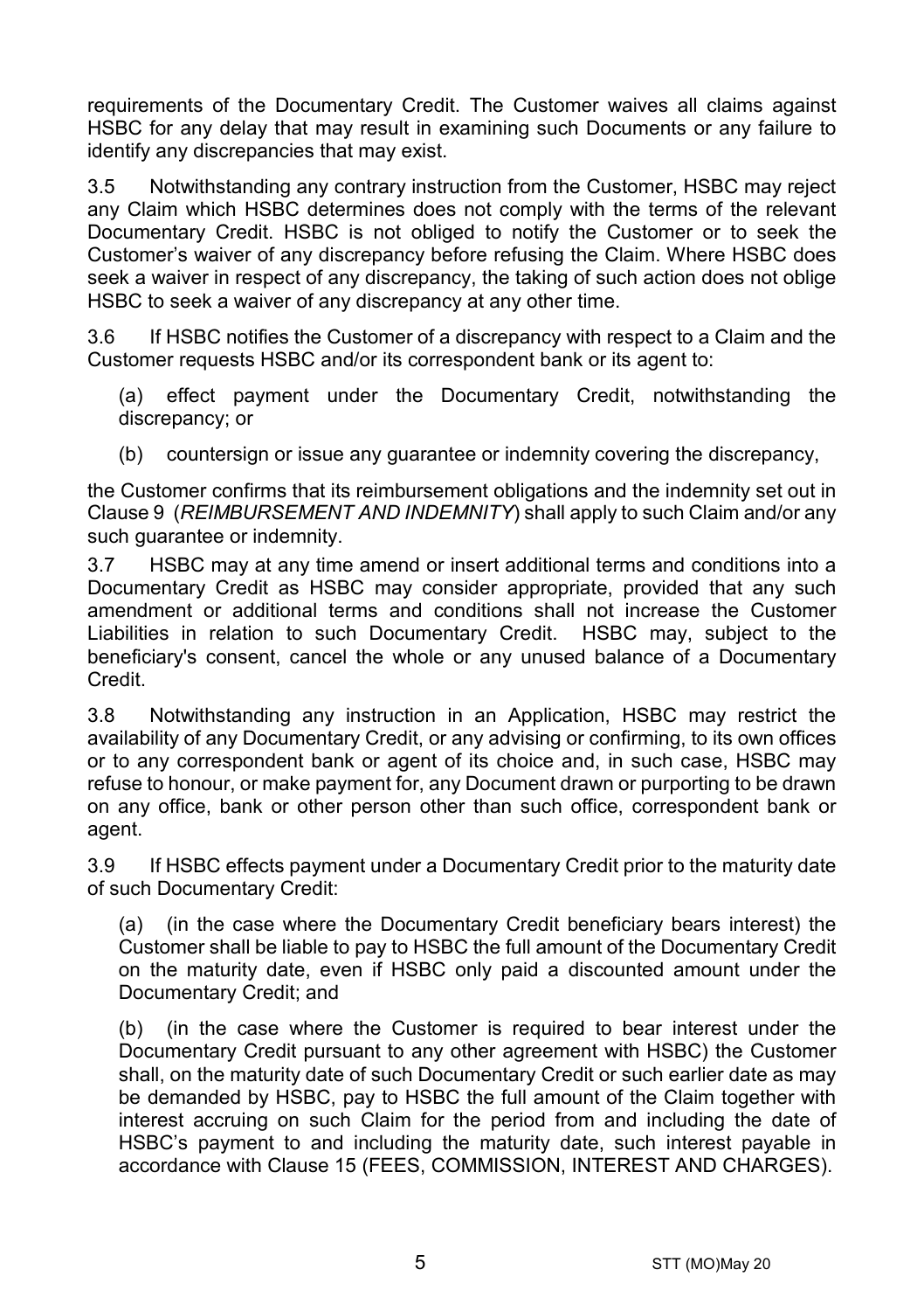requirements of the Documentary Credit. The Customer waives all claims against HSBC for any delay that may result in examining such Documents or any failure to identify any discrepancies that may exist.

3.5 Notwithstanding any contrary instruction from the Customer, HSBC may reject any Claim which HSBC determines does not comply with the terms of the relevant Documentary Credit. HSBC is not obliged to notify the Customer or to seek the Customer's waiver of any discrepancy before refusing the Claim. Where HSBC does seek a waiver in respect of any discrepancy, the taking of such action does not oblige HSBC to seek a waiver of any discrepancy at any other time.

3.6 If HSBC notifies the Customer of a discrepancy with respect to a Claim and the Customer requests HSBC and/or its correspondent bank or its agent to:

(a) effect payment under the Documentary Credit, notwithstanding the discrepancy; or

(b) countersign or issue any guarantee or indemnity covering the discrepancy,

the Customer confirms that its reimbursement obligations and the indemnity set out in Clause 9 (*REIMBURSEMENT AND INDEMNITY*) shall apply to such Claim and/or any such guarantee or indemnity.

3.7 HSBC may at any time amend or insert additional terms and conditions into a Documentary Credit as HSBC may consider appropriate, provided that any such amendment or additional terms and conditions shall not increase the Customer Liabilities in relation to such Documentary Credit. HSBC may, subject to the beneficiary's consent, cancel the whole or any unused balance of a Documentary Credit.

3.8 Notwithstanding any instruction in an Application, HSBC may restrict the availability of any Documentary Credit, or any advising or confirming, to its own offices or to any correspondent bank or agent of its choice and, in such case, HSBC may refuse to honour, or make payment for, any Document drawn or purporting to be drawn on any office, bank or other person other than such office, correspondent bank or agent.

3.9 If HSBC effects payment under a Documentary Credit prior to the maturity date of such Documentary Credit:

(a) (in the case where the Documentary Credit beneficiary bears interest) the Customer shall be liable to pay to HSBC the full amount of the Documentary Credit on the maturity date, even if HSBC only paid a discounted amount under the Documentary Credit; and

(b) (in the case where the Customer is required to bear interest under the Documentary Credit pursuant to any other agreement with HSBC) the Customer shall, on the maturity date of such Documentary Credit or such earlier date as may be demanded by HSBC, pay to HSBC the full amount of the Claim together with interest accruing on such Claim for the period from and including the date of HSBC's payment to and including the maturity date, such interest payable in accordance with Clause 15 (FEES, COMMISSION, INTEREST AND CHARGES).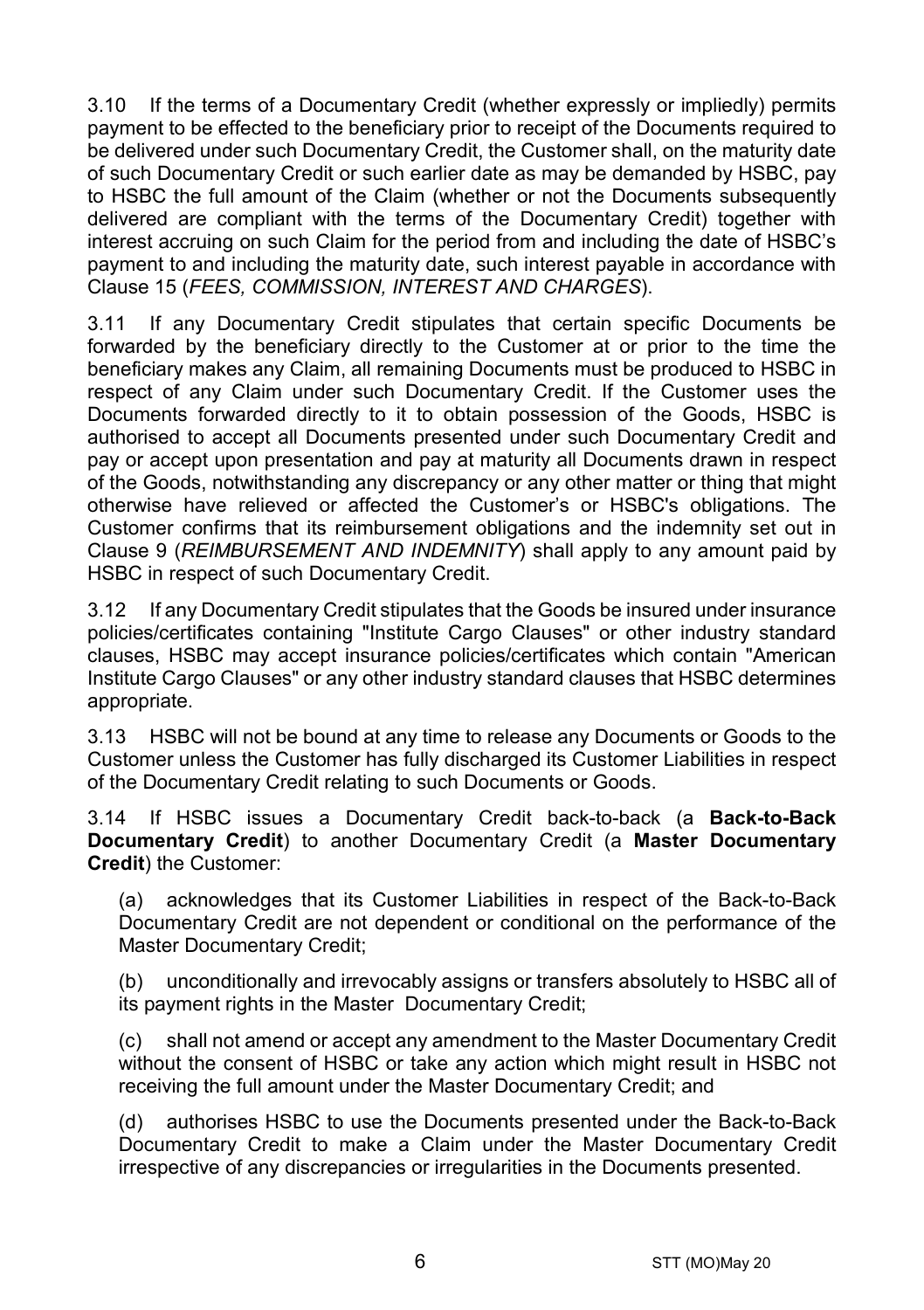3.10 If the terms of a Documentary Credit (whether expressly or impliedly) permits payment to be effected to the beneficiary prior to receipt of the Documents required to be delivered under such Documentary Credit, the Customer shall, on the maturity date of such Documentary Credit or such earlier date as may be demanded by HSBC, pay to HSBC the full amount of the Claim (whether or not the Documents subsequently delivered are compliant with the terms of the Documentary Credit) together with interest accruing on such Claim for the period from and including the date of HSBC's payment to and including the maturity date, such interest payable in accordance with Clause 15 (*FEES, COMMISSION, INTEREST AND CHARGES*).

3.11 If any Documentary Credit stipulates that certain specific Documents be forwarded by the beneficiary directly to the Customer at or prior to the time the beneficiary makes any Claim, all remaining Documents must be produced to HSBC in respect of any Claim under such Documentary Credit. If the Customer uses the Documents forwarded directly to it to obtain possession of the Goods, HSBC is authorised to accept all Documents presented under such Documentary Credit and pay or accept upon presentation and pay at maturity all Documents drawn in respect of the Goods, notwithstanding any discrepancy or any other matter or thing that might otherwise have relieved or affected the Customer's or HSBC's obligations. The Customer confirms that its reimbursement obligations and the indemnity set out in Clause 9 (*REIMBURSEMENT AND INDEMNITY*) shall apply to any amount paid by HSBC in respect of such Documentary Credit.

3.12 If any Documentary Credit stipulates that the Goods be insured under insurance policies/certificates containing "Institute Cargo Clauses" or other industry standard clauses, HSBC may accept insurance policies/certificates which contain "American Institute Cargo Clauses" or any other industry standard clauses that HSBC determines appropriate.

3.13 HSBC will not be bound at any time to release any Documents or Goods to the Customer unless the Customer has fully discharged its Customer Liabilities in respect of the Documentary Credit relating to such Documents or Goods.

3.14 If HSBC issues a Documentary Credit back-to-back (a **Back-to-Back Documentary Credit**) to another Documentary Credit (a **Master Documentary Credit**) the Customer:

(a) acknowledges that its Customer Liabilities in respect of the Back-to-Back Documentary Credit are not dependent or conditional on the performance of the Master Documentary Credit;

(b) unconditionally and irrevocably assigns or transfers absolutely to HSBC all of its payment rights in the Master Documentary Credit;

(c) shall not amend or accept any amendment to the Master Documentary Credit without the consent of HSBC or take any action which might result in HSBC not receiving the full amount under the Master Documentary Credit; and

(d) authorises HSBC to use the Documents presented under the Back-to-Back Documentary Credit to make a Claim under the Master Documentary Credit irrespective of any discrepancies or irregularities in the Documents presented.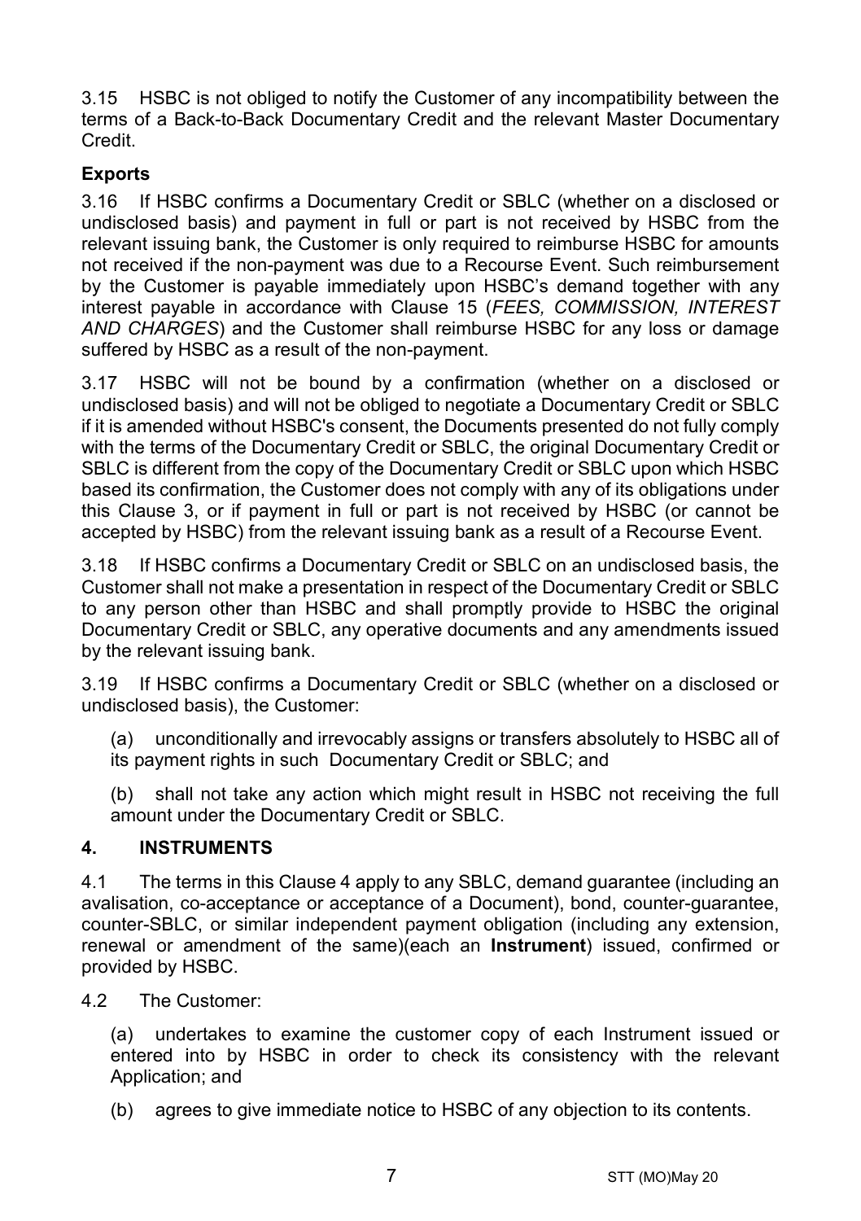3.15 HSBC is not obliged to notify the Customer of any incompatibility between the terms of a Back-to-Back Documentary Credit and the relevant Master Documentary Credit.

**Exports**

3.16 If HSBC confirms a Documentary Credit or SBLC (whether on a disclosed or undisclosed basis) and payment in full or part is not received by HSBC from the relevant issuing bank, the Customer is only required to reimburse HSBC for amounts not received if the non-payment was due to a Recourse Event. Such reimbursement by the Customer is payable immediately upon HSBC's demand together with any interest payable in accordance with Clause 15 (*FEES, COMMISSION, INTEREST AND CHARGES*) and the Customer shall reimburse HSBC for any loss or damage suffered by HSBC as a result of the non-payment.

3.17 HSBC will not be bound by a confirmation (whether on a disclosed or undisclosed basis) and will not be obliged to negotiate a Documentary Credit or SBLC if it is amended without HSBC's consent, the Documents presented do not fully comply with the terms of the Documentary Credit or SBLC, the original Documentary Credit or SBLC is different from the copy of the Documentary Credit or SBLC upon which HSBC based its confirmation, the Customer does not comply with any of its obligations under this Clause 3, or if payment in full or part is not received by HSBC (or cannot be accepted by HSBC) from the relevant issuing bank as a result of a Recourse Event.

3.18 If HSBC confirms a Documentary Credit or SBLC on an undisclosed basis, the Customer shall not make a presentation in respect of the Documentary Credit or SBLC to any person other than HSBC and shall promptly provide to HSBC the original Documentary Credit or SBLC, any operative documents and any amendments issued by the relevant issuing bank.

3.19 If HSBC confirms a Documentary Credit or SBLC (whether on a disclosed or undisclosed basis), the Customer:

(a) unconditionally and irrevocably assigns or transfers absolutely to HSBC all of its payment rights in such Documentary Credit or SBLC; and

(b) shall not take any action which might result in HSBC not receiving the full amount under the Documentary Credit or SBLC.

## 4. INSTRUMENTS

4.1 The terms in this Clause 4 apply to any SBLC, demand guarantee (including an avalisation, co-acceptance or acceptance of a Document), bond, counter-guarantee, counter-SBLC, or similar independent payment obligation (including any extension, renewal or amendment of the same)(each an **Instrument**) issued, confirmed or provided by HSBC.

4.2 The Customer:

(a) undertakes to examine the customer copy of each Instrument issued or entered into by HSBC in order to check its consistency with the relevant Application; and

(b) agrees to give immediate notice to HSBC of any objection to its contents.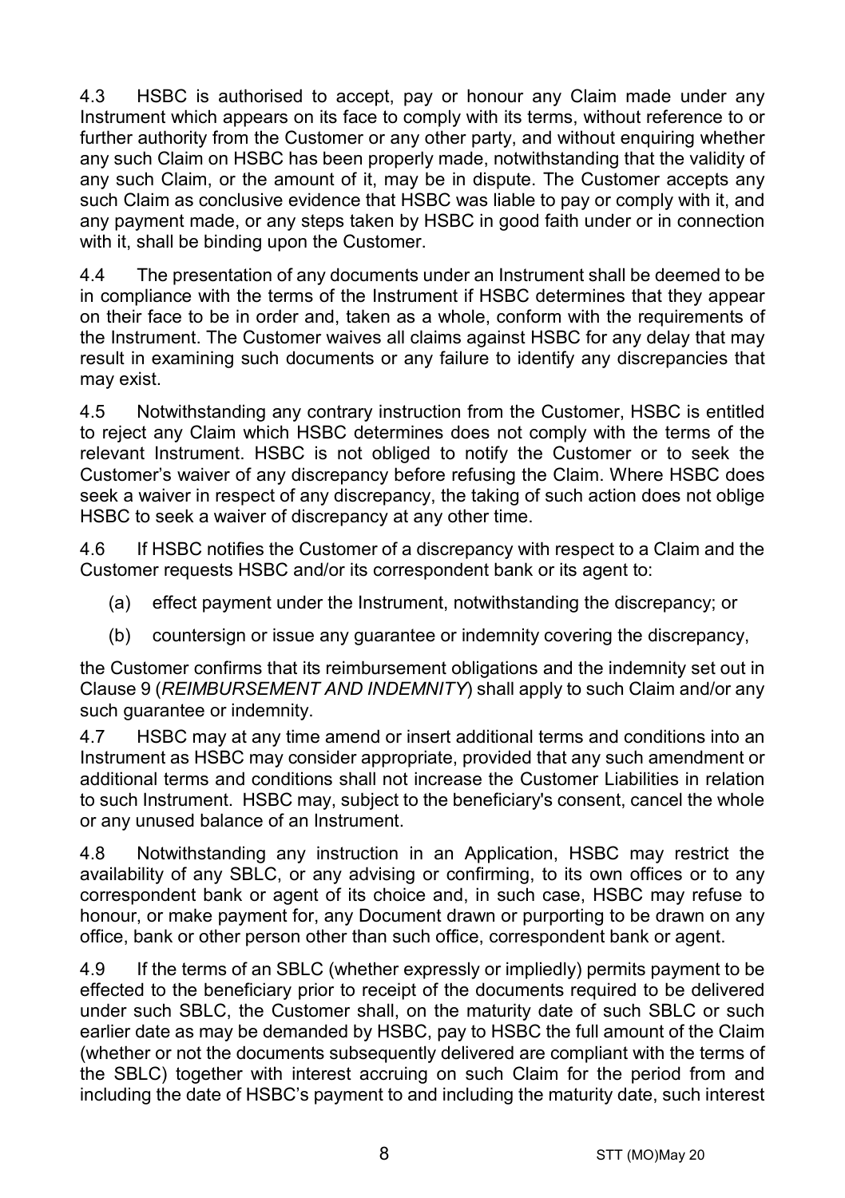4.3 HSBC is authorised to accept, pay or honour any Claim made under any Instrument which appears on its face to comply with its terms, without reference to or further authority from the Customer or any other party, and without enquiring whether any such Claim on HSBC has been properly made, notwithstanding that the validity of any such Claim, or the amount of it, may be in dispute. The Customer accepts any such Claim as conclusive evidence that HSBC was liable to pay or comply with it, and any payment made, or any steps taken by HSBC in good faith under or in connection with it, shall be binding upon the Customer.

4.4 The presentation of any documents under an Instrument shall be deemed to be in compliance with the terms of the Instrument if HSBC determines that they appear on their face to be in order and, taken as a whole, conform with the requirements of the Instrument. The Customer waives all claims against HSBC for any delay that may result in examining such documents or any failure to identify any discrepancies that may exist.

4.5 Notwithstanding any contrary instruction from the Customer, HSBC is entitled to reject any Claim which HSBC determines does not comply with the terms of the relevant Instrument. HSBC is not obliged to notify the Customer or to seek the Customer's waiver of any discrepancy before refusing the Claim. Where HSBC does seek a waiver in respect of any discrepancy, the taking of such action does not oblige HSBC to seek a waiver of discrepancy at any other time.

4.6 If HSBC notifies the Customer of a discrepancy with respect to a Claim and the Customer requests HSBC and/or its correspondent bank or its agent to:

(a) effect payment under the Instrument, notwithstanding the discrepancy; or

(b) countersign or issue any guarantee or indemnity covering the discrepancy,

the Customer confirms that its reimbursement obligations and the indemnity set out in Clause 9 (*REIMBURSEMENT AND INDEMNITY*) shall apply to such Claim and/or any such guarantee or indemnity.

4.7 HSBC may at any time amend or insert additional terms and conditions into an Instrument as HSBC may consider appropriate, provided that any such amendment or additional terms and conditions shall not increase the Customer Liabilities in relation to such Instrument. HSBC may, subject to the beneficiary's consent, cancel the whole or any unused balance of an Instrument.

4.8 Notwithstanding any instruction in an Application, HSBC may restrict the availability of any SBLC, or any advising or confirming, to its own offices or to any correspondent bank or agent of its choice and, in such case, HSBC may refuse to honour, or make payment for, any Document drawn or purporting to be drawn on any office, bank or other person other than such office, correspondent bank or agent.

4.9 If the terms of an SBLC (whether expressly or impliedly) permits payment to be effected to the beneficiary prior to receipt of the documents required to be delivered under such SBLC, the Customer shall, on the maturity date of such SBLC or such earlier date as may be demanded by HSBC, pay to HSBC the full amount of the Claim (whether or not the documents subsequently delivered are compliant with the terms of the SBLC) together with interest accruing on such Claim for the period from and including the date of HSBC's payment to and including the maturity date, such interest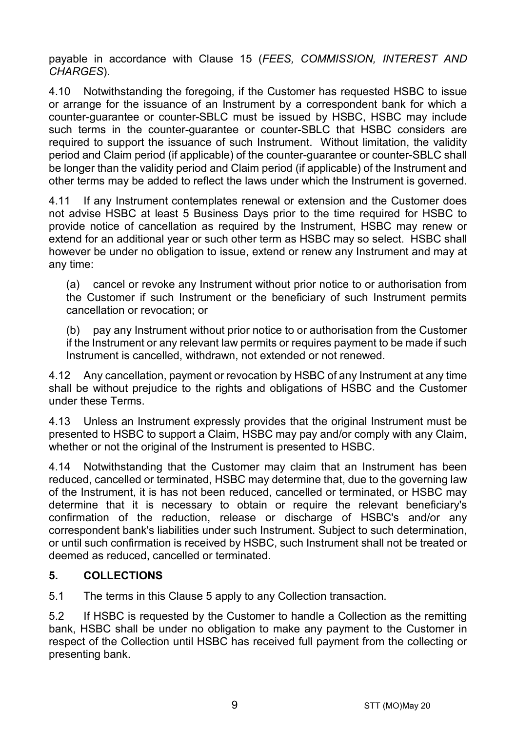payable in accordance with Clause 15 (*FEES, COMMISSION, INTEREST AND CHARGES*).

4.10 Notwithstanding the foregoing, if the Customer has requested HSBC to issue or arrange for the issuance of an Instrument by a correspondent bank for which a counter-guarantee or counter-SBLC must be issued by HSBC, HSBC may include such terms in the counter-guarantee or counter-SBLC that HSBC considers are required to support the issuance of such Instrument. Without limitation, the validity period and Claim period (if applicable) of the counter-guarantee or counter-SBLC shall be longer than the validity period and Claim period (if applicable) of the Instrument and other terms may be added to reflect the laws under which the Instrument is governed.

4.11 If any Instrument contemplates renewal or extension and the Customer does not advise HSBC at least 5 Business Days prior to the time required for HSBC to provide notice of cancellation as required by the Instrument, HSBC may renew or extend for an additional year or such other term as HSBC may so select. HSBC shall however be under no obligation to issue, extend or renew any Instrument and may at any time:

(a) cancel or revoke any Instrument without prior notice to or authorisation from the Customer if such Instrument or the beneficiary of such Instrument permits cancellation or revocation; or

(b) pay any Instrument without prior notice to or authorisation from the Customer if the Instrument or any relevant law permits or requires payment to be made if such Instrument is cancelled, withdrawn, not extended or not renewed.

4.12 Any cancellation, payment or revocation by HSBC of any Instrument at any time shall be without prejudice to the rights and obligations of HSBC and the Customer under these Terms.

4.13 Unless an Instrument expressly provides that the original Instrument must be presented to HSBC to support a Claim, HSBC may pay and/or comply with any Claim, whether or not the original of the Instrument is presented to HSBC.

4.14 Notwithstanding that the Customer may claim that an Instrument has been reduced, cancelled or terminated, HSBC may determine that, due to the governing law of the Instrument, it is has not been reduced, cancelled or terminated, or HSBC may determine that it is necessary to obtain or require the relevant beneficiary's confirmation of the reduction, release or discharge of HSBC's and/or any correspondent bank's liabilities under such Instrument. Subject to such determination, or until such confirmation is received by HSBC, such Instrument shall not be treated or deemed as reduced, cancelled or terminated.

## 5. COLLECTIONS

5.1 The terms in this Clause 5 apply to any Collection transaction.

5.2 If HSBC is requested by the Customer to handle a Collection as the remitting bank, HSBC shall be under no obligation to make any payment to the Customer in respect of the Collection until HSBC has received full payment from the collecting or presenting bank.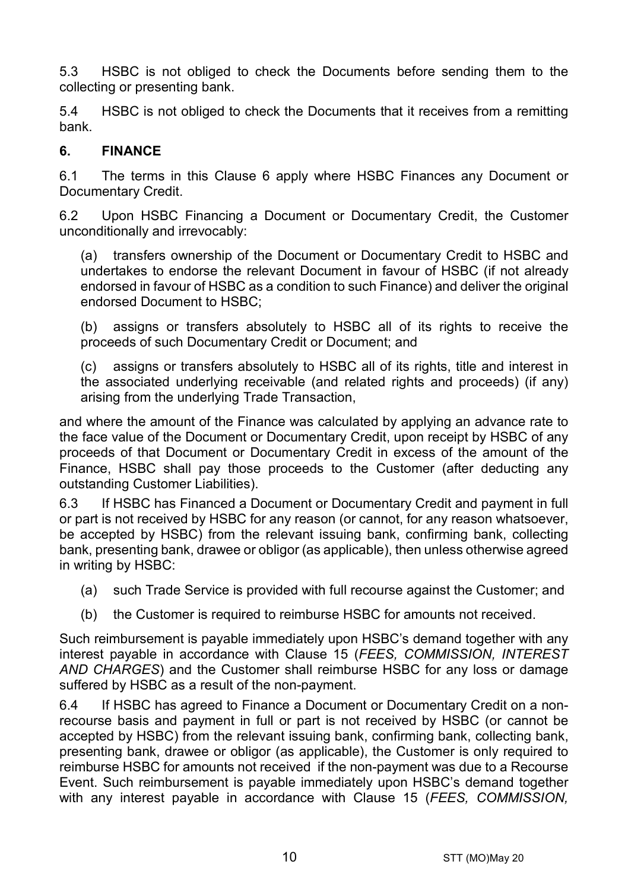5.3 HSBC is not obliged to check the Documents before sending them to the collecting or presenting bank.

5.4 HSBC is not obliged to check the Documents that it receives from a remitting bank.

## 6. FINANCE

6.1 The terms in this Clause 6 apply where HSBC Finances any Document or Documentary Credit.

6.2 Upon HSBC Financing a Document or Documentary Credit, the Customer unconditionally and irrevocably:

(a) transfers ownership of the Document or Documentary Credit to HSBC and undertakes to endorse the relevant Document in favour of HSBC (if not already endorsed in favour of HSBC as a condition to such Finance) and deliver the original endorsed Document to HSBC;

(b) assigns or transfers absolutely to HSBC all of its rights to receive the proceeds of such Documentary Credit or Document; and

(c) assigns or transfers absolutely to HSBC all of its rights, title and interest in the associated underlying receivable (and related rights and proceeds) (if any) arising from the underlying Trade Transaction,

and where the amount of the Finance was calculated by applying an advance rate to the face value of the Document or Documentary Credit, upon receipt by HSBC of any proceeds of that Document or Documentary Credit in excess of the amount of the Finance, HSBC shall pay those proceeds to the Customer (after deducting any outstanding Customer Liabilities).

6.3 If HSBC has Financed a Document or Documentary Credit and payment in full or part is not received by HSBC for any reason (or cannot, for any reason whatsoever, be accepted by HSBC) from the relevant issuing bank, confirming bank, collecting bank, presenting bank, drawee or obligor (as applicable), then unless otherwise agreed in writing by HSBC:

(a) such Trade Service is provided with full recourse against the Customer; and

(b) the Customer is required to reimburse HSBC for amounts not received.

Such reimbursement is payable immediately upon HSBC's demand together with any interest payable in accordance with Clause 15 (*FEES, COMMISSION, INTEREST AND CHARGES*) and the Customer shall reimburse HSBC for any loss or damage suffered by HSBC as a result of the non-payment.

6.4 If HSBC has agreed to Finance a Document or Documentary Credit on a non-recourse basis and payment in full or part is not received by HSBC (or cannot be accepted by HSBC) from the relevant issuing bank, confirming bank, collecting bank, presenting bank, drawee or obligor (as applicable), the Customer is only required to reimburse HSBC for amounts not received if the non-payment was due to a Recourse Event. Such reimbursement is payable immediately upon HSBC's demand together with any interest payable in accordance with Clause 15 (*FEES, COMMISSION,*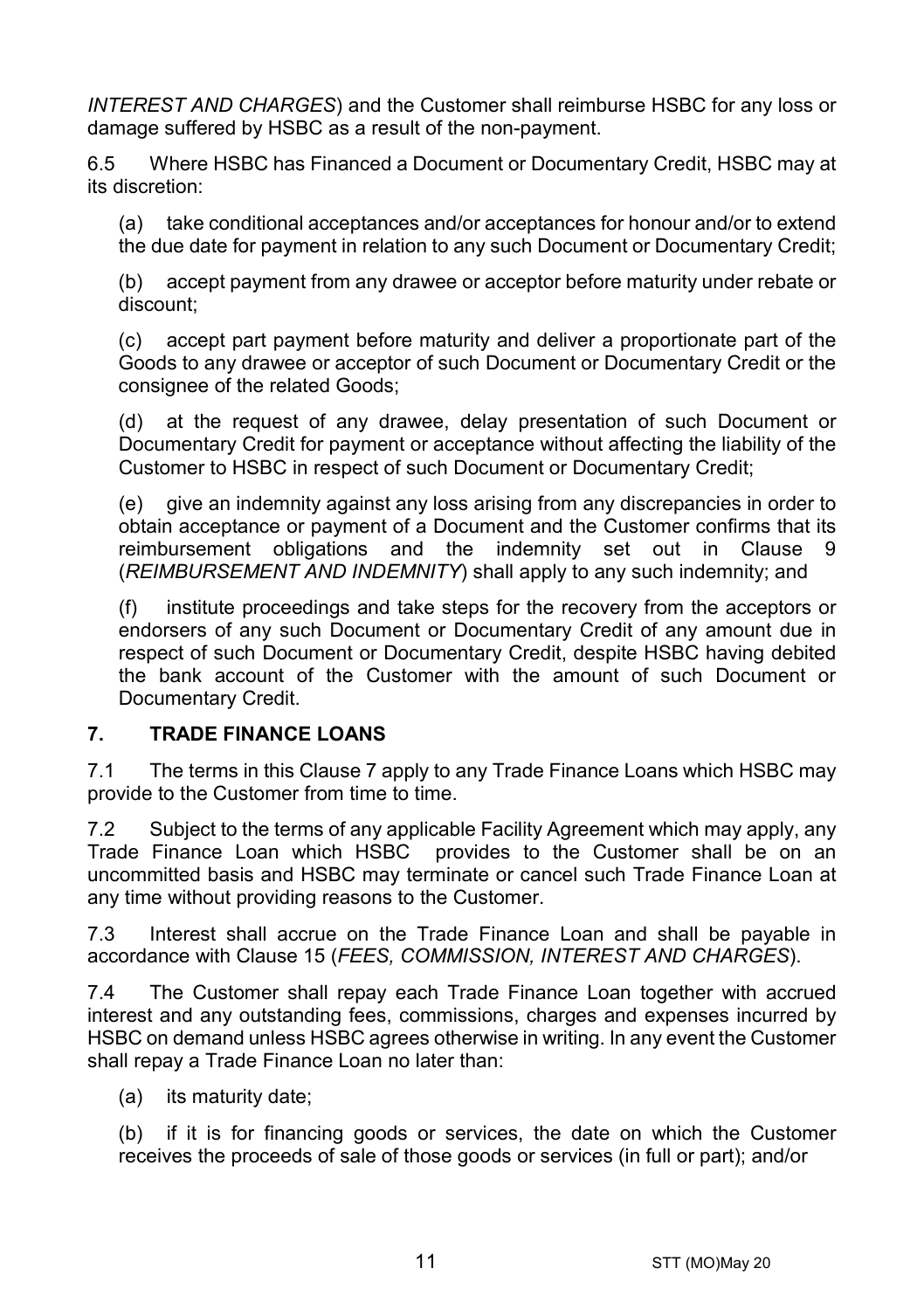*INTEREST AND CHARGES*) and the Customer shall reimburse HSBC for any loss or damage suffered by HSBC as a result of the non-payment.

6.5 Where HSBC has Financed a Document or Documentary Credit, HSBC may at its discretion:

(a) take conditional acceptances and/or acceptances for honour and/or to extend the due date for payment in relation to any such Document or Documentary Credit;

(b) accept payment from any drawee or acceptor before maturity under rebate or discount;

(c) accept part payment before maturity and deliver a proportionate part of the Goods to any drawee or acceptor of such Document or Documentary Credit or the consignee of the related Goods;

(d) at the request of any drawee, delay presentation of such Document or Documentary Credit for payment or acceptance without affecting the liability of the Customer to HSBC in respect of such Document or Documentary Credit;

(e) give an indemnity against any loss arising from any discrepancies in order to obtain acceptance or payment of a Document and the Customer confirms that its reimbursement obligations and the indemnity set out in Clause 9 (*REIMBURSEMENT AND INDEMNITY*) shall apply to any such indemnity; and

(f) institute proceedings and take steps for the recovery from the acceptors or endorsers of any such Document or Documentary Credit of any amount due in respect of such Document or Documentary Credit, despite HSBC having debited the bank account of the Customer with the amount of such Document or Documentary Credit.

## 7. TRADE FINANCE LOANS

7.1 The terms in this Clause 7 apply to any Trade Finance Loans which HSBC may provide to the Customer from time to time.

7.2 Subject to the terms of any applicable Facility Agreement which may apply, any Trade Finance Loan which HSBC provides to the Customer shall be on an uncommitted basis and HSBC may terminate or cancel such Trade Finance Loan at any time without providing reasons to the Customer.

7.3 Interest shall accrue on the Trade Finance Loan and shall be payable in accordance with Clause 15 (*FEES, COMMISSION, INTEREST AND CHARGES*).

7.4 The Customer shall repay each Trade Finance Loan together with accrued interest and any outstanding fees, commissions, charges and expenses incurred by HSBC on demand unless HSBC agrees otherwise in writing. In any event the Customer shall repay a Trade Finance Loan no later than:

(a) its maturity date;

(b) if it is for financing goods or services, the date on which the Customer receives the proceeds of sale of those goods or services (in full or part); and/or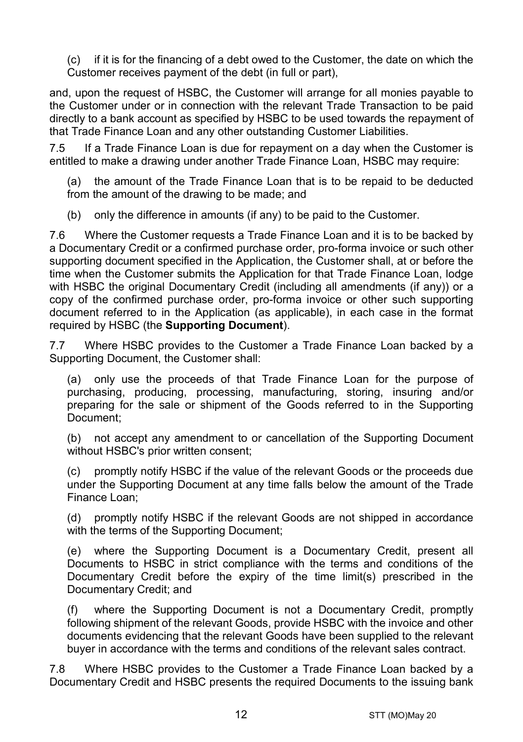(c) if it is for the financing of a debt owed to the Customer, the date on which the Customer receives payment of the debt (in full or part),

and, upon the request of HSBC, the Customer will arrange for all monies payable to the Customer under or in connection with the relevant Trade Transaction to be paid directly to a bank account as specified by HSBC to be used towards the repayment of that Trade Finance Loan and any other outstanding Customer Liabilities.

7.5 If a Trade Finance Loan is due for repayment on a day when the Customer is entitled to make a drawing under another Trade Finance Loan, HSBC may require:

(a) the amount of the Trade Finance Loan that is to be repaid to be deducted from the amount of the drawing to be made; and

(b) only the difference in amounts (if any) to be paid to the Customer.

7.6 Where the Customer requests a Trade Finance Loan and it is to be backed by a Documentary Credit or a confirmed purchase order, pro-forma invoice or such other supporting document specified in the Application, the Customer shall, at or before the time when the Customer submits the Application for that Trade Finance Loan, lodge with HSBC the original Documentary Credit (including all amendments (if any)) or a copy of the confirmed purchase order, pro-forma invoice or other such supporting document referred to in the Application (as applicable), in each case in the format required by HSBC (the **Supporting Document**).

7.7 Where HSBC provides to the Customer a Trade Finance Loan backed by a Supporting Document, the Customer shall:

(a) only use the proceeds of that Trade Finance Loan for the purpose of purchasing, producing, processing, manufacturing, storing, insuring and/or preparing for the sale or shipment of the Goods referred to in the Supporting Document;

(b) not accept any amendment to or cancellation of the Supporting Document without HSBC's prior written consent;

(c) promptly notify HSBC if the value of the relevant Goods or the proceeds due under the Supporting Document at any time falls below the amount of the Trade Finance Loan;

(d) promptly notify HSBC if the relevant Goods are not shipped in accordance with the terms of the Supporting Document;

(e) where the Supporting Document is a Documentary Credit, present all Documents to HSBC in strict compliance with the terms and conditions of the Documentary Credit before the expiry of the time limit(s) prescribed in the Documentary Credit; and

(f) where the Supporting Document is not a Documentary Credit, promptly following shipment of the relevant Goods, provide HSBC with the invoice and other documents evidencing that the relevant Goods have been supplied to the relevant buyer in accordance with the terms and conditions of the relevant sales contract.

7.8 Where HSBC provides to the Customer a Trade Finance Loan backed by a Documentary Credit and HSBC presents the required Documents to the issuing bank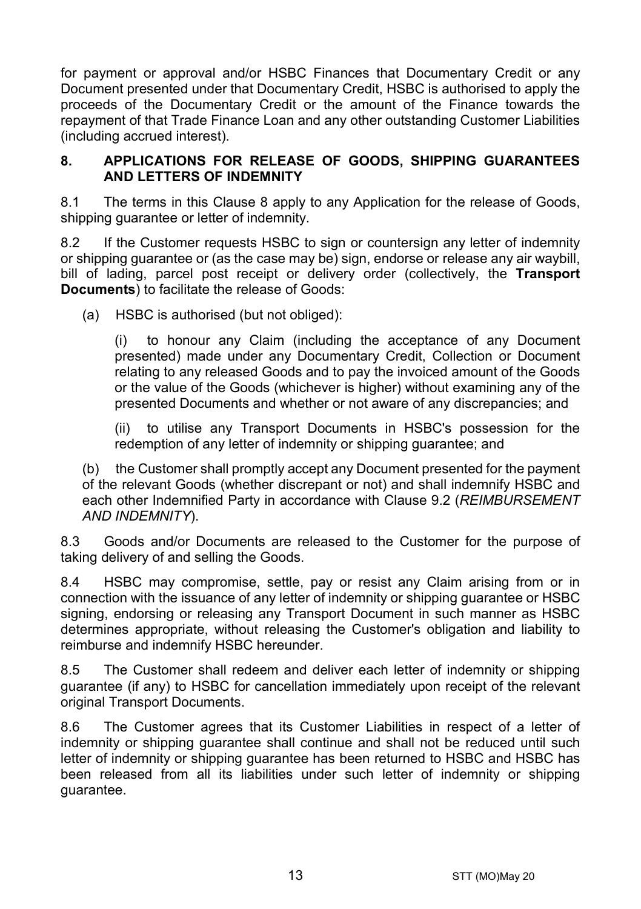for payment or approval and/or HSBC Finances that Documentary Credit or any Document presented under that Documentary Credit, HSBC is authorised to apply the proceeds of the Documentary Credit or the amount of the Finance towards the repayment of that Trade Finance Loan and any other outstanding Customer Liabilities (including accrued interest).

## 8. APPLICATIONS FOR RELEASE OF GOODS, SHIPPING GUARANTEES AND LETTERS OF INDEMNITY

8.1 The terms in this Clause 8 apply to any Application for the release of Goods, shipping guarantee or letter of indemnity.

8.2 If the Customer requests HSBC to sign or countersign any letter of indemnity or shipping guarantee or (as the case may be) sign, endorse or release any air waybill, bill of lading, parcel post receipt or delivery order (collectively, the **Transport Documents**) to facilitate the release of Goods:

(a) HSBC is authorised (but not obliged):

(i) to honour any Claim (including the acceptance of any Document presented) made under any Documentary Credit, Collection or Document relating to any released Goods and to pay the invoiced amount of the Goods or the value of the Goods (whichever is higher) without examining any of the presented Documents and whether or not aware of any discrepancies; and

(ii) to utilise any Transport Documents in HSBC's possession for the redemption of any letter of indemnity or shipping guarantee; and

(b) the Customer shall promptly accept any Document presented for the payment of the relevant Goods (whether discrepant or not) and shall indemnify HSBC and each other Indemnified Party in accordance with Clause 9.2 (*REIMBURSEMENT AND INDEMNITY*).

8.3 Goods and/or Documents are released to the Customer for the purpose of taking delivery of and selling the Goods.

8.4 HSBC may compromise, settle, pay or resist any Claim arising from or in connection with the issuance of any letter of indemnity or shipping guarantee or HSBC signing, endorsing or releasing any Transport Document in such manner as HSBC determines appropriate, without releasing the Customer's obligation and liability to reimburse and indemnify HSBC hereunder.

8.5 The Customer shall redeem and deliver each letter of indemnity or shipping guarantee (if any) to HSBC for cancellation immediately upon receipt of the relevant original Transport Documents.

8.6 The Customer agrees that its Customer Liabilities in respect of a letter of indemnity or shipping guarantee shall continue and shall not be reduced until such letter of indemnity or shipping guarantee has been returned to HSBC and HSBC has been released from all its liabilities under such letter of indemnity or shipping guarantee.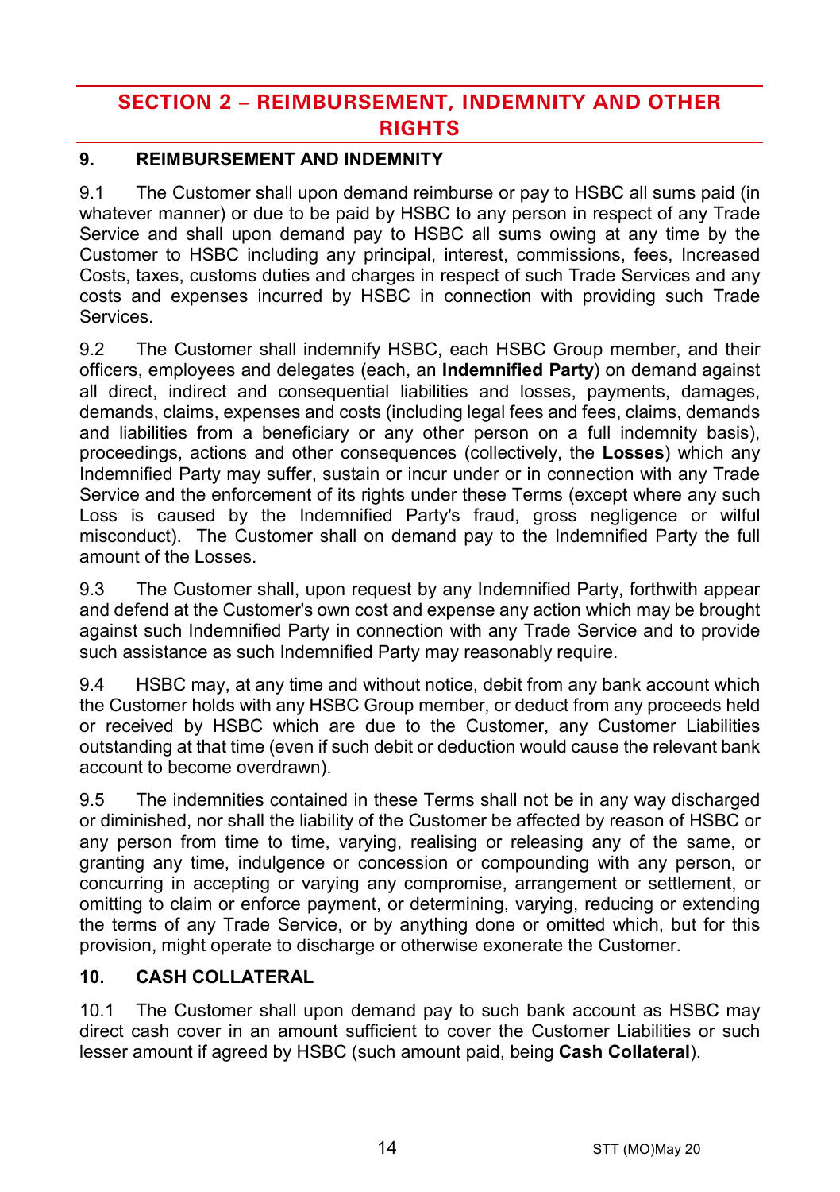# SECTION 2 – REIMBURSEMENT, INDEMNITY AND OTHER RIGHTS

## 9. REIMBURSEMENT AND INDEMNITY

9.1 The Customer shall upon demand reimburse or pay to HSBC all sums paid (in whatever manner) or due to be paid by HSBC to any person in respect of any Trade Service and shall upon demand pay to HSBC all sums owing at any time by the Customer to HSBC including any principal, interest, commissions, fees, Increased Costs, taxes, customs duties and charges in respect of such Trade Services and any costs and expenses incurred by HSBC in connection with providing such Trade Services.

9.2 The Customer shall indemnify HSBC, each HSBC Group member, and their officers, employees and delegates (each, an **Indemnified Party**) on demand against all direct, indirect and consequential liabilities and losses, payments, damages, demands, claims, expenses and costs (including legal fees and fees, claims, demands and liabilities from a beneficiary or any other person on a full indemnity basis), proceedings, actions and other consequences (collectively, the **Losses**) which any Indemnified Party may suffer, sustain or incur under or in connection with any Trade Service and the enforcement of its rights under these Terms (except where any such Loss is caused by the Indemnified Party's fraud, gross negligence or wilful misconduct). The Customer shall on demand pay to the Indemnified Party the full amount of the Losses.

9.3 The Customer shall, upon request by any Indemnified Party, forthwith appear and defend at the Customer's own cost and expense any action which may be brought against such Indemnified Party in connection with any Trade Service and to provide such assistance as such Indemnified Party may reasonably require.

9.4 HSBC may, at any time and without notice, debit from any bank account which the Customer holds with any HSBC Group member, or deduct from any proceeds held or received by HSBC which are due to the Customer, any Customer Liabilities outstanding at that time (even if such debit or deduction would cause the relevant bank account to become overdrawn).

9.5 The indemnities contained in these Terms shall not be in any way discharged or diminished, nor shall the liability of the Customer be affected by reason of HSBC or any person from time to time, varying, realising or releasing any of the same, or granting any time, indulgence or concession or compounding with any person, or concurring in accepting or varying any compromise, arrangement or settlement, or omitting to claim or enforce payment, or determining, varying, reducing or extending the terms of any Trade Service, or by anything done or omitted which, but for this provision, might operate to discharge or otherwise exonerate the Customer.

## 10. CASH COLLATERAL

10.1 The Customer shall upon demand pay to such bank account as HSBC may direct cash cover in an amount sufficient to cover the Customer Liabilities or such lesser amount if agreed by HSBC (such amount paid, being **Cash Collateral**).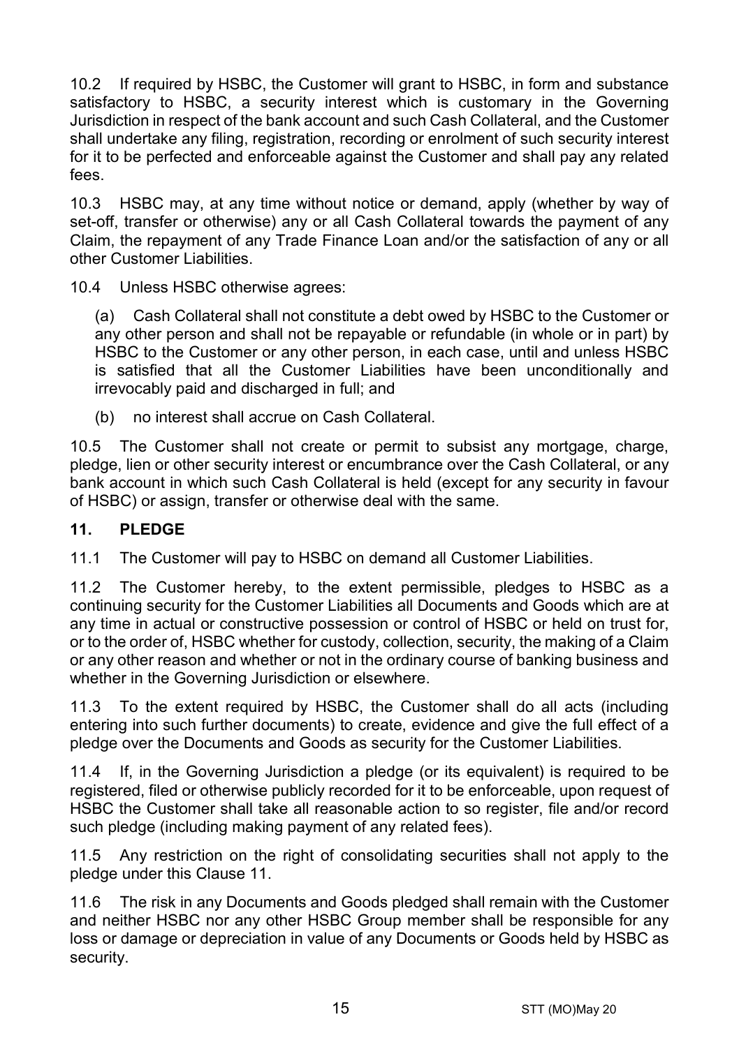10.2 If required by HSBC, the Customer will grant to HSBC, in form and substance satisfactory to HSBC, a security interest which is customary in the Governing Jurisdiction in respect of the bank account and such Cash Collateral, and the Customer shall undertake any filing, registration, recording or enrolment of such security interest for it to be perfected and enforceable against the Customer and shall pay any related fees.

10.3 HSBC may, at any time without notice or demand, apply (whether by way of set-off, transfer or otherwise) any or all Cash Collateral towards the payment of any Claim, the repayment of any Trade Finance Loan and/or the satisfaction of any or all other Customer Liabilities.

10.4 Unless HSBC otherwise agrees:

(a) Cash Collateral shall not constitute a debt owed by HSBC to the Customer or any other person and shall not be repayable or refundable (in whole or in part) by HSBC to the Customer or any other person, in each case, until and unless HSBC is satisfied that all the Customer Liabilities have been unconditionally and irrevocably paid and discharged in full; and

(b) no interest shall accrue on Cash Collateral.

10.5 The Customer shall not create or permit to subsist any mortgage, charge, pledge, lien or other security interest or encumbrance over the Cash Collateral, or any bank account in which such Cash Collateral is held (except for any security in favour of HSBC) or assign, transfer or otherwise deal with the same.

## 11. PLEDGE

11.1 The Customer will pay to HSBC on demand all Customer Liabilities.

11.2 The Customer hereby, to the extent permissible, pledges to HSBC as a continuing security for the Customer Liabilities all Documents and Goods which are at any time in actual or constructive possession or control of HSBC or held on trust for, or to the order of, HSBC whether for custody, collection, security, the making of a Claim or any other reason and whether or not in the ordinary course of banking business and whether in the Governing Jurisdiction or elsewhere.

11.3 To the extent required by HSBC, the Customer shall do all acts (including entering into such further documents) to create, evidence and give the full effect of a pledge over the Documents and Goods as security for the Customer Liabilities.

11.4 If, in the Governing Jurisdiction a pledge (or its equivalent) is required to be registered, filed or otherwise publicly recorded for it to be enforceable, upon request of HSBC the Customer shall take all reasonable action to so register, file and/or record such pledge (including making payment of any related fees).

11.5 Any restriction on the right of consolidating securities shall not apply to the pledge under this Clause 11.

11.6 The risk in any Documents and Goods pledged shall remain with the Customer and neither HSBC nor any other HSBC Group member shall be responsible for any loss or damage or depreciation in value of any Documents or Goods held by HSBC as security.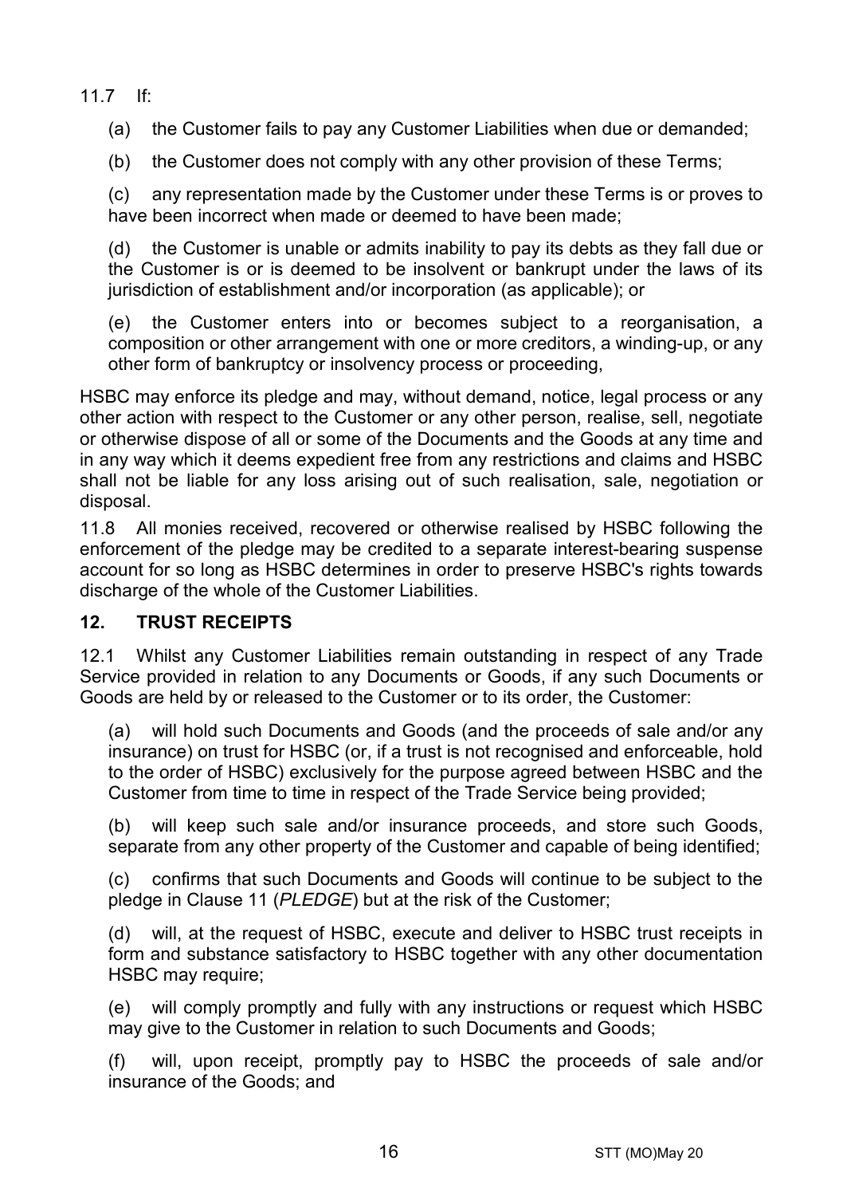11.7 If:

(a) the Customer fails to pay any Customer Liabilities when due or demanded;

(b) the Customer does not comply with any other provision of these Terms;

(c) any representation made by the Customer under these Terms is or proves to have been incorrect when made or deemed to have been made;

(d) the Customer is unable or admits inability to pay its debts as they fall due or the Customer is or is deemed to be insolvent or bankrupt under the laws of its jurisdiction of establishment and/or incorporation (as applicable); or

(e) the Customer enters into or becomes subject to a reorganisation, a composition or other arrangement with one or more creditors, a winding-up, or any other form of bankruptcy or insolvency process or proceeding,

HSBC may enforce its pledge and may, without demand, notice, legal process or any other action with respect to the Customer or any other person, realise, sell, negotiate or otherwise dispose of all or some of the Documents and the Goods at any time and in any way which it deems expedient free from any restrictions and claims and HSBC shall not be liable for any loss arising out of such realisation, sale, negotiation or disposal.

11.8 All monies received, recovered or otherwise realised by HSBC following the enforcement of the pledge may be credited to a separate interest-bearing suspense account for so long as HSBC determines in order to preserve HSBC's rights towards discharge of the whole of the Customer Liabilities.

## 12. TRUST RECEIPTS

12.1 Whilst any Customer Liabilities remain outstanding in respect of any Trade Service provided in relation to any Documents or Goods, if any such Documents or Goods are held by or released to the Customer or to its order, the Customer:

(a) will hold such Documents and Goods (and the proceeds of sale and/or any insurance) on trust for HSBC (or, if a trust is not recognised and enforceable, hold to the order of HSBC) exclusively for the purpose agreed between HSBC and the Customer from time to time in respect of the Trade Service being provided;

(b) will keep such sale and/or insurance proceeds, and store such Goods, separate from any other property of the Customer and capable of being identified;

(c) confirms that such Documents and Goods will continue to be subject to the pledge in Clause 11 (*PLEDGE*) but at the risk of the Customer;

(d) will, at the request of HSBC, execute and deliver to HSBC trust receipts in form and substance satisfactory to HSBC together with any other documentation HSBC may require;

(e) will comply promptly and fully with any instructions or request which HSBC may give to the Customer in relation to such Documents and Goods;

(f) will, upon receipt, promptly pay to HSBC the proceeds of sale and/or insurance of the Goods; and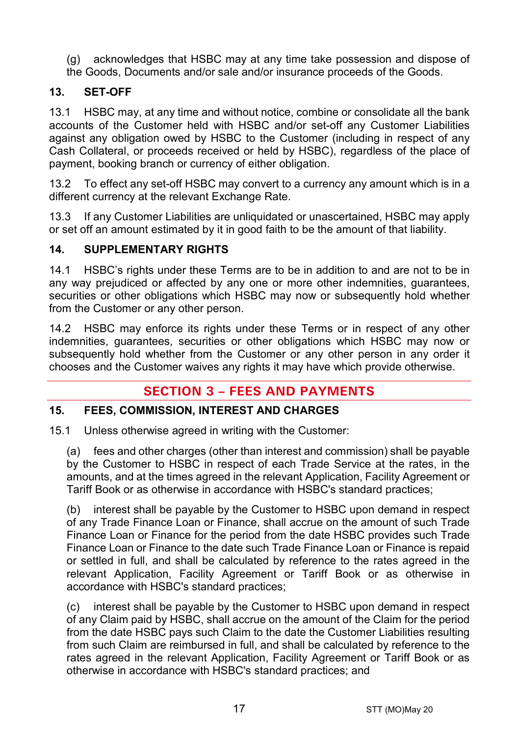(g) acknowledges that HSBC may at any time take possession and dispose of the Goods, Documents and/or sale and/or insurance proceeds of the Goods.

### 13. SET-OFF

13.1 HSBC may, at any time and without notice, combine or consolidate all the bank accounts of the Customer held with HSBC and/or set-off any Customer Liabilities against any obligation owed by HSBC to the Customer (including in respect of any Cash Collateral, or proceeds received or held by HSBC), regardless of the place of payment, booking branch or currency of either obligation.

13.2 To effect any set-off HSBC may convert to a currency any amount which is in a different currency at the relevant Exchange Rate.

13.3 If any Customer Liabilities are unliquidated or unascertained, HSBC may apply or set off an amount estimated by it in good faith to be the amount of that liability.

### 14. SUPPLEMENTARY RIGHTS

14.1 HSBC's rights under these Terms are to be in addition to and are not to be in any way prejudiced or affected by any one or more other indemnities, guarantees, securities or other obligations which HSBC may now or subsequently hold whether from the Customer or any other person.

14.2 HSBC may enforce its rights under these Terms or in respect of any other indemnities, guarantees, securities or other obligations which HSBC may now or subsequently hold whether from the Customer or any other person in any order it chooses and the Customer waives any rights it may have which provide otherwise.

## SECTION 3 – FEES AND PAYMENTS

### 15. FEES, COMMISSION, INTEREST AND CHARGES

15.1 Unless otherwise agreed in writing with the Customer:

(a) fees and other charges (other than interest and commission) shall be payable by the Customer to HSBC in respect of each Trade Service at the rates, in the amounts, and at the times agreed in the relevant Application, Facility Agreement or Tariff Book or as otherwise in accordance with HSBC's standard practices;

(b) interest shall be payable by the Customer to HSBC upon demand in respect of any Trade Finance Loan or Finance, shall accrue on the amount of such Trade Finance Loan or Finance for the period from the date HSBC provides such Trade Finance Loan or Finance to the date such Trade Finance Loan or Finance is repaid or settled in full, and shall be calculated by reference to the rates agreed in the relevant Application, Facility Agreement or Tariff Book or as otherwise in accordance with HSBC's standard practices;

(c) interest shall be payable by the Customer to HSBC upon demand in respect of any Claim paid by HSBC, shall accrue on the amount of the Claim for the period from the date HSBC pays such Claim to the date the Customer Liabilities resulting from such Claim are reimbursed in full, and shall be calculated by reference to the rates agreed in the relevant Application, Facility Agreement or Tariff Book or as otherwise in accordance with HSBC's standard practices; and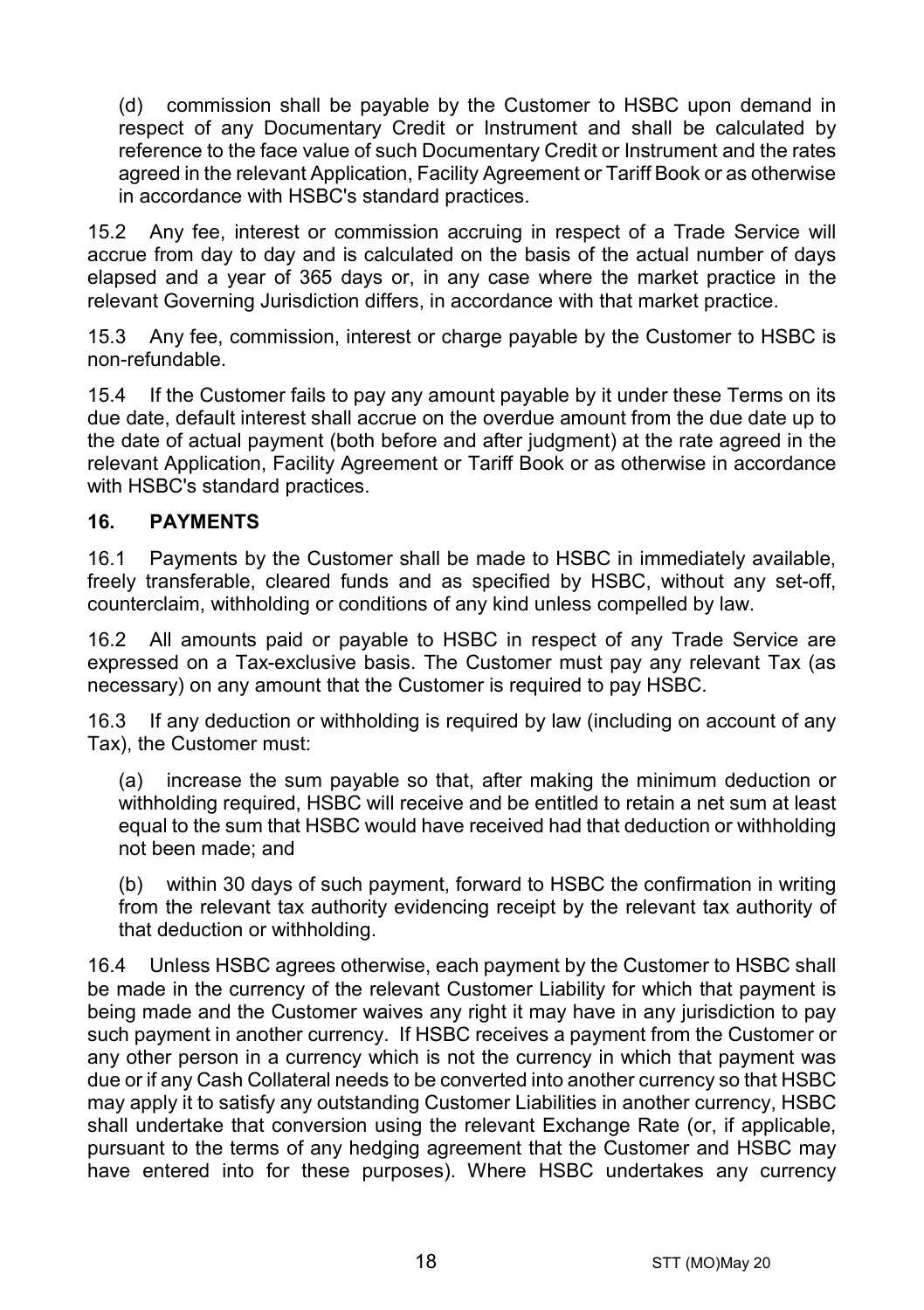(d) commission shall be payable by the Customer to HSBC upon demand in respect of any Documentary Credit or Instrument and shall be calculated by reference to the face value of such Documentary Credit or Instrument and the rates agreed in the relevant Application, Facility Agreement or Tariff Book or as otherwise in accordance with HSBC's standard practices.

15.2 Any fee, interest or commission accruing in respect of a Trade Service will accrue from day to day and is calculated on the basis of the actual number of days elapsed and a year of 365 days or, in any case where the market practice in the relevant Governing Jurisdiction differs, in accordance with that market practice.

15.3 Any fee, commission, interest or charge payable by the Customer to HSBC is non-refundable.

15.4 If the Customer fails to pay any amount payable by it under these Terms on its due date, default interest shall accrue on the overdue amount from the due date up to the date of actual payment (both before and after judgment) at the rate agreed in the relevant Application, Facility Agreement or Tariff Book or as otherwise in accordance with HSBC's standard practices.

## 16. PAYMENTS

16.1 Payments by the Customer shall be made to HSBC in immediately available, freely transferable, cleared funds and as specified by HSBC, without any set-off, counterclaim, withholding or conditions of any kind unless compelled by law.

16.2 All amounts paid or payable to HSBC in respect of any Trade Service are expressed on a Tax-exclusive basis. The Customer must pay any relevant Tax (as necessary) on any amount that the Customer is required to pay HSBC.

16.3 If any deduction or withholding is required by law (including on account of any Tax), the Customer must:

(a) increase the sum payable so that, after making the minimum deduction or withholding required, HSBC will receive and be entitled to retain a net sum at least equal to the sum that HSBC would have received had that deduction or withholding not been made; and

(b) within 30 days of such payment, forward to HSBC the confirmation in writing from the relevant tax authority evidencing receipt by the relevant tax authority of that deduction or withholding.

16.4 Unless HSBC agrees otherwise, each payment by the Customer to HSBC shall be made in the currency of the relevant Customer Liability for which that payment is being made and the Customer waives any right it may have in any jurisdiction to pay such payment in another currency. If HSBC receives a payment from the Customer or any other person in a currency which is not the currency in which that payment was due or if any Cash Collateral needs to be converted into another currency so that HSBC may apply it to satisfy any outstanding Customer Liabilities in another currency, HSBC shall undertake that conversion using the relevant Exchange Rate (or, if applicable, pursuant to the terms of any hedging agreement that the Customer and HSBC may have entered into for these purposes). Where HSBC undertakes any currency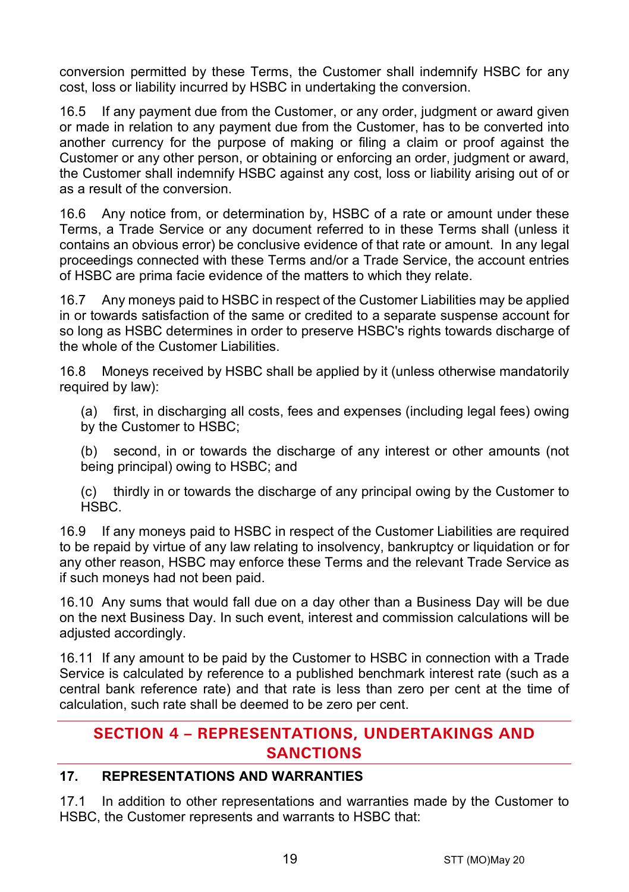conversion permitted by these Terms, the Customer shall indemnify HSBC for any cost, loss or liability incurred by HSBC in undertaking the conversion.

16.5 If any payment due from the Customer, or any order, judgment or award given or made in relation to any payment due from the Customer, has to be converted into another currency for the purpose of making or filing a claim or proof against the Customer or any other person, or obtaining or enforcing an order, judgment or award, the Customer shall indemnify HSBC against any cost, loss or liability arising out of or as a result of the conversion.

16.6 Any notice from, or determination by, HSBC of a rate or amount under these Terms, a Trade Service or any document referred to in these Terms shall (unless it contains an obvious error) be conclusive evidence of that rate or amount. In any legal proceedings connected with these Terms and/or a Trade Service, the account entries of HSBC are prima facie evidence of the matters to which they relate.

16.7 Any moneys paid to HSBC in respect of the Customer Liabilities may be applied in or towards satisfaction of the same or credited to a separate suspense account for so long as HSBC determines in order to preserve HSBC's rights towards discharge of the whole of the Customer Liabilities.

16.8 Moneys received by HSBC shall be applied by it (unless otherwise mandatorily required by law):

(a) first, in discharging all costs, fees and expenses (including legal fees) owing by the Customer to HSBC;

(b) second, in or towards the discharge of any interest or other amounts (not being principal) owing to HSBC; and

(c) thirdly in or towards the discharge of any principal owing by the Customer to HSBC.

16.9 If any moneys paid to HSBC in respect of the Customer Liabilities are required to be repaid by virtue of any law relating to insolvency, bankruptcy or liquidation or for any other reason, HSBC may enforce these Terms and the relevant Trade Service as if such moneys had not been paid.

16.10 Any sums that would fall due on a day other than a Business Day will be due on the next Business Day. In such event, interest and commission calculations will be adjusted accordingly.

16.11 If any amount to be paid by the Customer to HSBC in connection with a Trade Service is calculated by reference to a published benchmark interest rate (such as a central bank reference rate) and that rate is less than zero per cent at the time of calculation, such rate shall be deemed to be zero per cent.

## SECTION 4 – REPRESENTATIONS, UNDERTAKINGS AND SANCTIONS

### 17. REPRESENTATIONS AND WARRANTIES

17.1 In addition to other representations and warranties made by the Customer to HSBC, the Customer represents and warrants to HSBC that: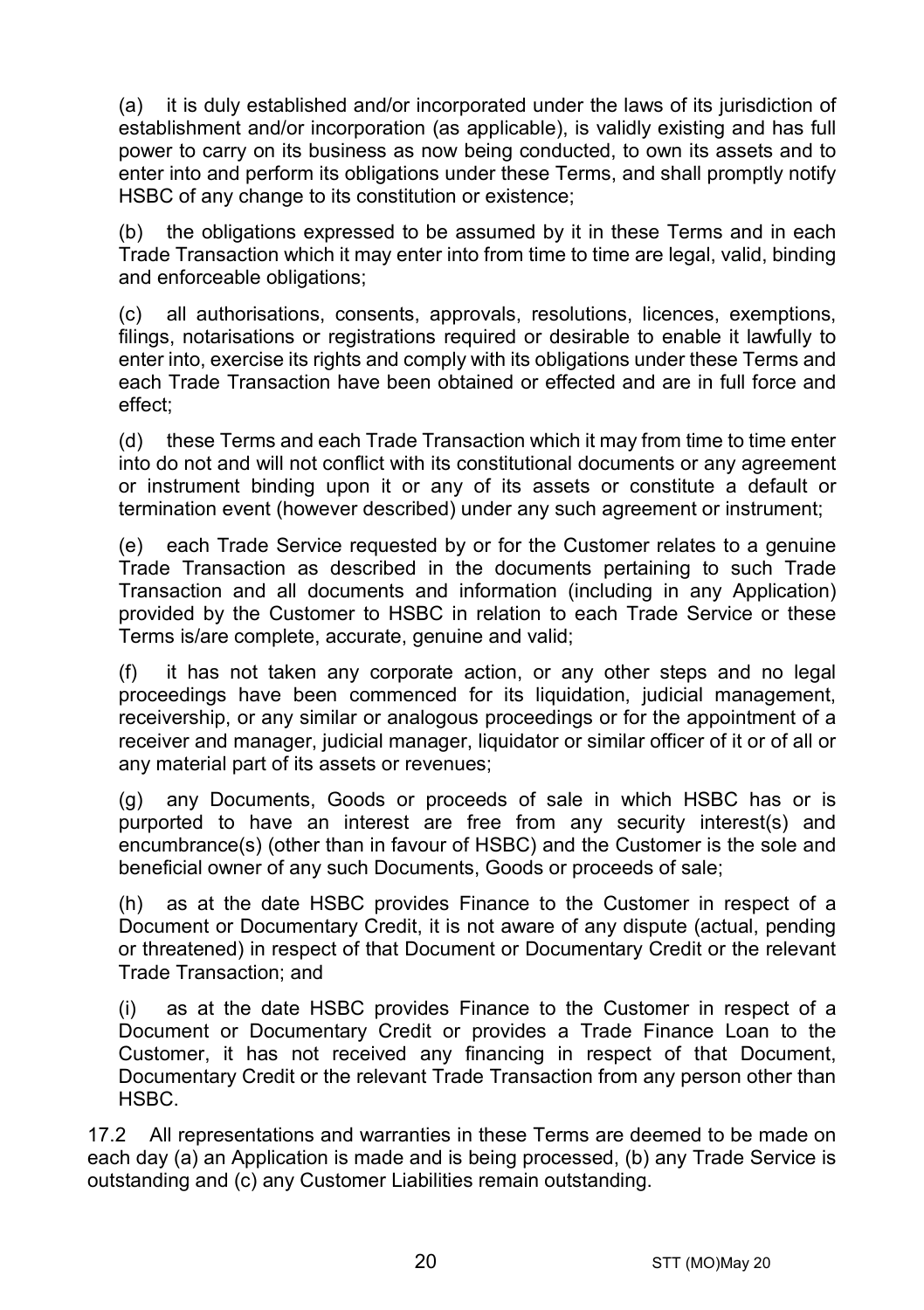(a) it is duly established and/or incorporated under the laws of its jurisdiction of establishment and/or incorporation (as applicable), is validly existing and has full power to carry on its business as now being conducted, to own its assets and to enter into and perform its obligations under these Terms, and shall promptly notify HSBC of any change to its constitution or existence;

(b) the obligations expressed to be assumed by it in these Terms and in each Trade Transaction which it may enter into from time to time are legal, valid, binding and enforceable obligations;

(c) all authorisations, consents, approvals, resolutions, licences, exemptions, filings, notarisations or registrations required or desirable to enable it lawfully to enter into, exercise its rights and comply with its obligations under these Terms and each Trade Transaction have been obtained or effected and are in full force and effect;

(d) these Terms and each Trade Transaction which it may from time to time enter into do not and will not conflict with its constitutional documents or any agreement or instrument binding upon it or any of its assets or constitute a default or termination event (however described) under any such agreement or instrument;

(e) each Trade Service requested by or for the Customer relates to a genuine Trade Transaction as described in the documents pertaining to such Trade Transaction and all documents and information (including in any Application) provided by the Customer to HSBC in relation to each Trade Service or these Terms is/are complete, accurate, genuine and valid;

(f) it has not taken any corporate action, or any other steps and no legal proceedings have been commenced for its liquidation, judicial management, receivership, or any similar or analogous proceedings or for the appointment of a receiver and manager, judicial manager, liquidator or similar officer of it or of all or any material part of its assets or revenues;

(g) any Documents, Goods or proceeds of sale in which HSBC has or is purported to have an interest are free from any security interest(s) and encumbrance(s) (other than in favour of HSBC) and the Customer is the sole and beneficial owner of any such Documents, Goods or proceeds of sale;

(h) as at the date HSBC provides Finance to the Customer in respect of a Document or Documentary Credit, it is not aware of any dispute (actual, pending or threatened) in respect of that Document or Documentary Credit or the relevant Trade Transaction; and

(i) as at the date HSBC provides Finance to the Customer in respect of a Document or Documentary Credit or provides a Trade Finance Loan to the Customer, it has not received any financing in respect of that Document, Documentary Credit or the relevant Trade Transaction from any person other than HSBC.

17.2 All representations and warranties in these Terms are deemed to be made on each day (a) an Application is made and is being processed, (b) any Trade Service is outstanding and (c) any Customer Liabilities remain outstanding.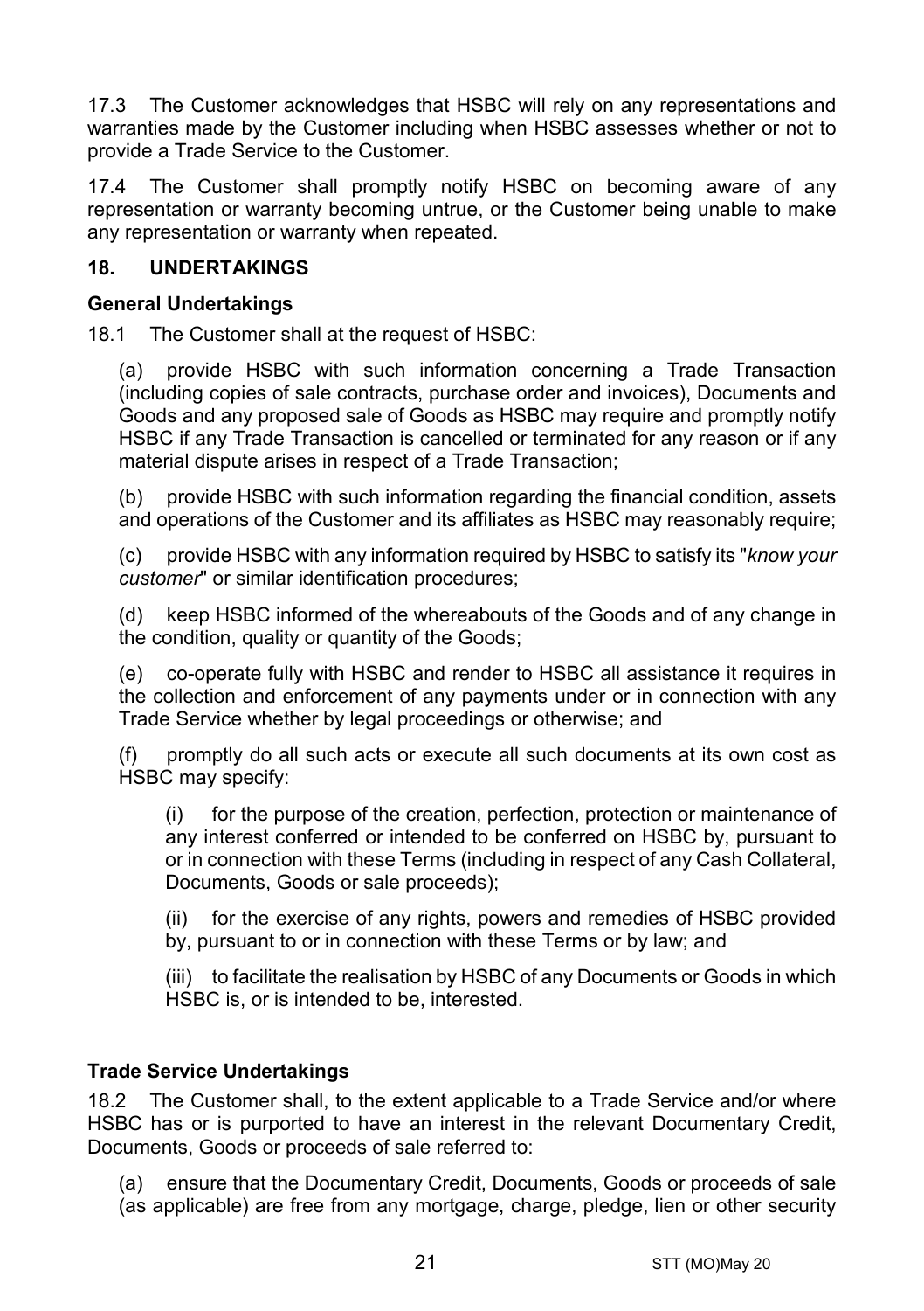17.3 The Customer acknowledges that HSBC will rely on any representations and warranties made by the Customer including when HSBC assesses whether or not to provide a Trade Service to the Customer.

17.4 The Customer shall promptly notify HSBC on becoming aware of any representation or warranty becoming untrue, or the Customer being unable to make any representation or warranty when repeated.

## 18. UNDERTAKINGS

**General Undertakings**

18.1 The Customer shall at the request of HSBC:

(a) provide HSBC with such information concerning a Trade Transaction (including copies of sale contracts, purchase order and invoices), Documents and Goods and any proposed sale of Goods as HSBC may require and promptly notify HSBC if any Trade Transaction is cancelled or terminated for any reason or if any material dispute arises in respect of a Trade Transaction;

(b) provide HSBC with such information regarding the financial condition, assets and operations of the Customer and its affiliates as HSBC may reasonably require;

(c) provide HSBC with any information required by HSBC to satisfy its "*know your customer*" or similar identification procedures;

(d) keep HSBC informed of the whereabouts of the Goods and of any change in the condition, quality or quantity of the Goods;

(e) co-operate fully with HSBC and render to HSBC all assistance it requires in the collection and enforcement of any payments under or in connection with any Trade Service whether by legal proceedings or otherwise; and

(f) promptly do all such acts or execute all such documents at its own cost as HSBC may specify:

(i) for the purpose of the creation, perfection, protection or maintenance of any interest conferred or intended to be conferred on HSBC by, pursuant to or in connection with these Terms (including in respect of any Cash Collateral, Documents, Goods or sale proceeds);

(ii) for the exercise of any rights, powers and remedies of HSBC provided by, pursuant to or in connection with these Terms or by law; and

(iii) to facilitate the realisation by HSBC of any Documents or Goods in which HSBC is, or is intended to be, interested.

**Trade Service Undertakings**

18.2 The Customer shall, to the extent applicable to a Trade Service and/or where HSBC has or is purported to have an interest in the relevant Documentary Credit, Documents, Goods or proceeds of sale referred to:

(a) ensure that the Documentary Credit, Documents, Goods or proceeds of sale (as applicable) are free from any mortgage, charge, pledge, lien or other security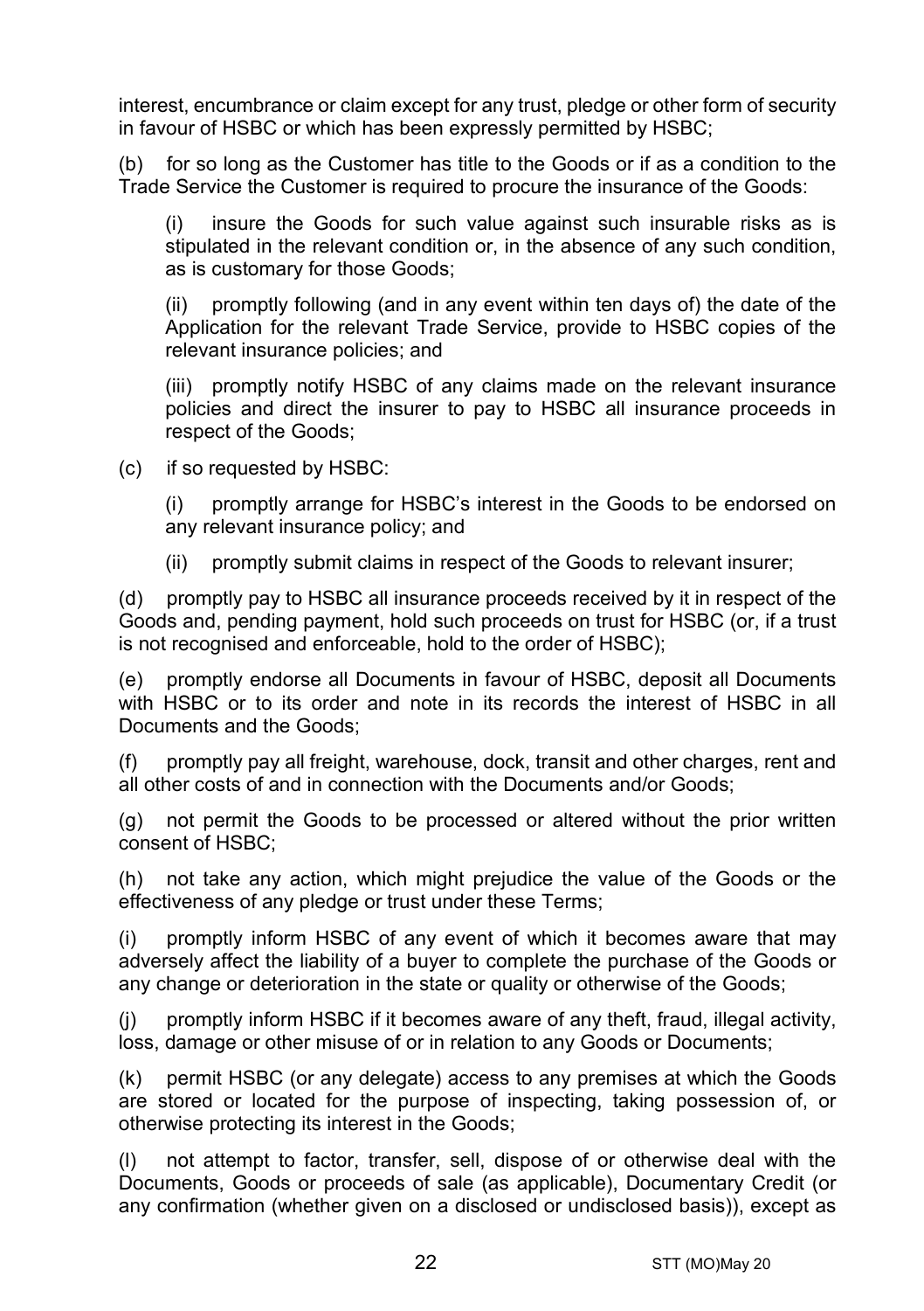interest, encumbrance or claim except for any trust, pledge or other form of security in favour of HSBC or which has been expressly permitted by HSBC;

(b) for so long as the Customer has title to the Goods or if as a condition to the Trade Service the Customer is required to procure the insurance of the Goods:

(i) insure the Goods for such value against such insurable risks as is stipulated in the relevant condition or, in the absence of any such condition, as is customary for those Goods;

(ii) promptly following (and in any event within ten days of) the date of the Application for the relevant Trade Service, provide to HSBC copies of the relevant insurance policies; and

(iii) promptly notify HSBC of any claims made on the relevant insurance policies and direct the insurer to pay to HSBC all insurance proceeds in respect of the Goods;

(c) if so requested by HSBC:

(i) promptly arrange for HSBC's interest in the Goods to be endorsed on any relevant insurance policy; and

(ii) promptly submit claims in respect of the Goods to relevant insurer;

(d) promptly pay to HSBC all insurance proceeds received by it in respect of the Goods and, pending payment, hold such proceeds on trust for HSBC (or, if a trust is not recognised and enforceable, hold to the order of HSBC);

(e) promptly endorse all Documents in favour of HSBC, deposit all Documents with HSBC or to its order and note in its records the interest of HSBC in all Documents and the Goods;

(f) promptly pay all freight, warehouse, dock, transit and other charges, rent and all other costs of and in connection with the Documents and/or Goods;

(g) not permit the Goods to be processed or altered without the prior written consent of HSBC;

(h) not take any action, which might prejudice the value of the Goods or the effectiveness of any pledge or trust under these Terms;

(i) promptly inform HSBC of any event of which it becomes aware that may adversely affect the liability of a buyer to complete the purchase of the Goods or any change or deterioration in the state or quality or otherwise of the Goods;

(j) promptly inform HSBC if it becomes aware of any theft, fraud, illegal activity, loss, damage or other misuse of or in relation to any Goods or Documents;

(k) permit HSBC (or any delegate) access to any premises at which the Goods are stored or located for the purpose of inspecting, taking possession of, or otherwise protecting its interest in the Goods;

(l) not attempt to factor, transfer, sell, dispose of or otherwise deal with the Documents, Goods or proceeds of sale (as applicable), Documentary Credit (or any confirmation (whether given on a disclosed or undisclosed basis)), except as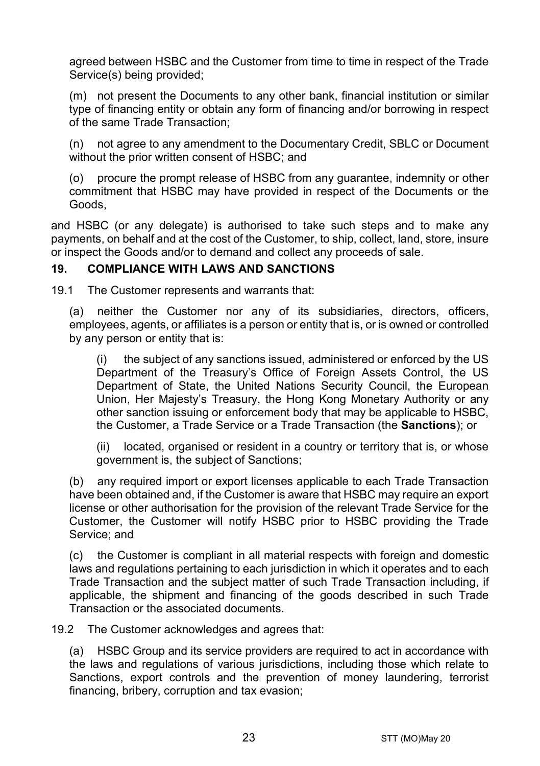agreed between HSBC and the Customer from time to time in respect of the Trade Service(s) being provided;

(m) not present the Documents to any other bank, financial institution or similar type of financing entity or obtain any form of financing and/or borrowing in respect of the same Trade Transaction;

(n) not agree to any amendment to the Documentary Credit, SBLC or Document without the prior written consent of HSBC; and

(o) procure the prompt release of HSBC from any guarantee, indemnity or other commitment that HSBC may have provided in respect of the Documents or the Goods,

and HSBC (or any delegate) is authorised to take such steps and to make any payments, on behalf and at the cost of the Customer, to ship, collect, land, store, insure or inspect the Goods and/or to demand and collect any proceeds of sale.

## 19. COMPLIANCE WITH LAWS AND SANCTIONS

19.1 The Customer represents and warrants that:

(a) neither the Customer nor any of its subsidiaries, directors, officers, employees, agents, or affiliates is a person or entity that is, or is owned or controlled by any person or entity that is:

(i) the subject of any sanctions issued, administered or enforced by the US Department of the Treasury's Office of Foreign Assets Control, the US Department of State, the United Nations Security Council, the European Union, Her Majesty's Treasury, the Hong Kong Monetary Authority or any other sanction issuing or enforcement body that may be applicable to HSBC, the Customer, a Trade Service or a Trade Transaction (the **Sanctions**); or

(ii) located, organised or resident in a country or territory that is, or whose government is, the subject of Sanctions;

(b) any required import or export licenses applicable to each Trade Transaction have been obtained and, if the Customer is aware that HSBC may require an export license or other authorisation for the provision of the relevant Trade Service for the Customer, the Customer will notify HSBC prior to HSBC providing the Trade Service; and

(c) the Customer is compliant in all material respects with foreign and domestic laws and regulations pertaining to each jurisdiction in which it operates and to each Trade Transaction and the subject matter of such Trade Transaction including, if applicable, the shipment and financing of the goods described in such Trade Transaction or the associated documents.

19.2 The Customer acknowledges and agrees that:

(a) HSBC Group and its service providers are required to act in accordance with the laws and regulations of various jurisdictions, including those which relate to Sanctions, export controls and the prevention of money laundering, terrorist financing, bribery, corruption and tax evasion;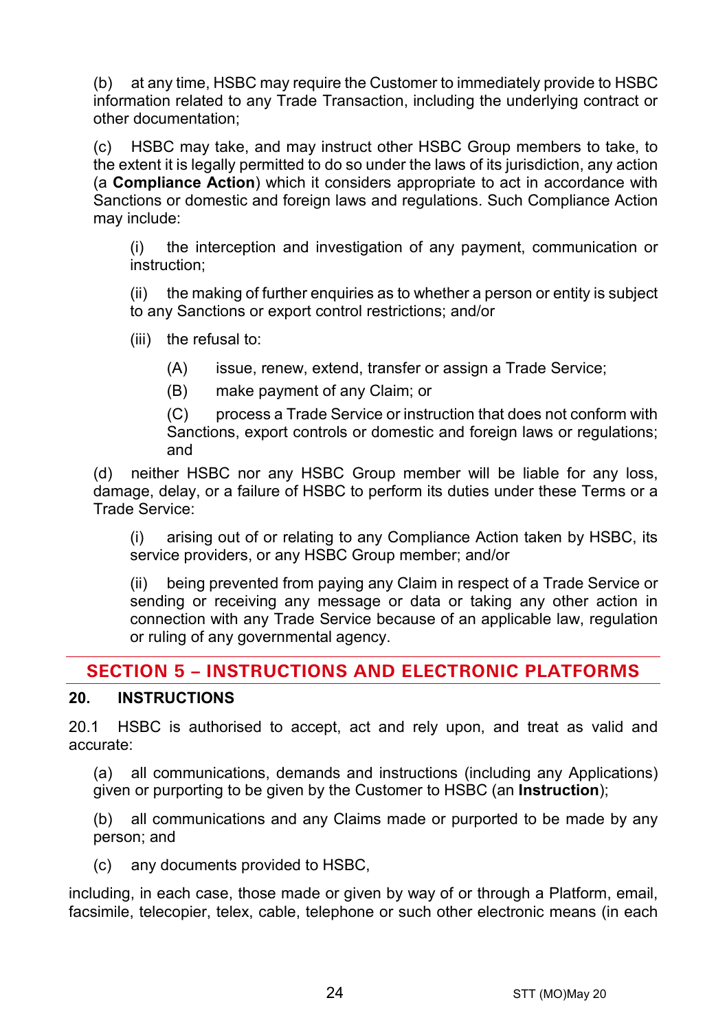(b) at any time, HSBC may require the Customer to immediately provide to HSBC information related to any Trade Transaction, including the underlying contract or other documentation;

(c) HSBC may take, and may instruct other HSBC Group members to take, to the extent it is legally permitted to do so under the laws of its jurisdiction, any action (a **Compliance Action**) which it considers appropriate to act in accordance with Sanctions or domestic and foreign laws and regulations. Such Compliance Action may include:

(i) the interception and investigation of any payment, communication or instruction;

(ii) the making of further enquiries as to whether a person or entity is subject to any Sanctions or export control restrictions; and/or

(iii) the refusal to:

(A) issue, renew, extend, transfer or assign a Trade Service;

(B) make payment of any Claim; or

(C) process a Trade Service or instruction that does not conform with Sanctions, export controls or domestic and foreign laws or regulations; and

(d) neither HSBC nor any HSBC Group member will be liable for any loss, damage, delay, or a failure of HSBC to perform its duties under these Terms or a Trade Service:

(i) arising out of or relating to any Compliance Action taken by HSBC, its service providers, or any HSBC Group member; and/or

(ii) being prevented from paying any Claim in respect of a Trade Service or sending or receiving any message or data or taking any other action in connection with any Trade Service because of an applicable law, regulation or ruling of any governmental agency.

## SECTION 5 – INSTRUCTIONS AND ELECTRONIC PLATFORMS

### 20. INSTRUCTIONS

20.1 HSBC is authorised to accept, act and rely upon, and treat as valid and accurate:

(a) all communications, demands and instructions (including any Applications) given or purporting to be given by the Customer to HSBC (an **Instruction**);

(b) all communications and any Claims made or purported to be made by any person; and

(c) any documents provided to HSBC,

including, in each case, those made or given by way of or through a Platform, email, facsimile, telecopier, telex, cable, telephone or such other electronic means (in each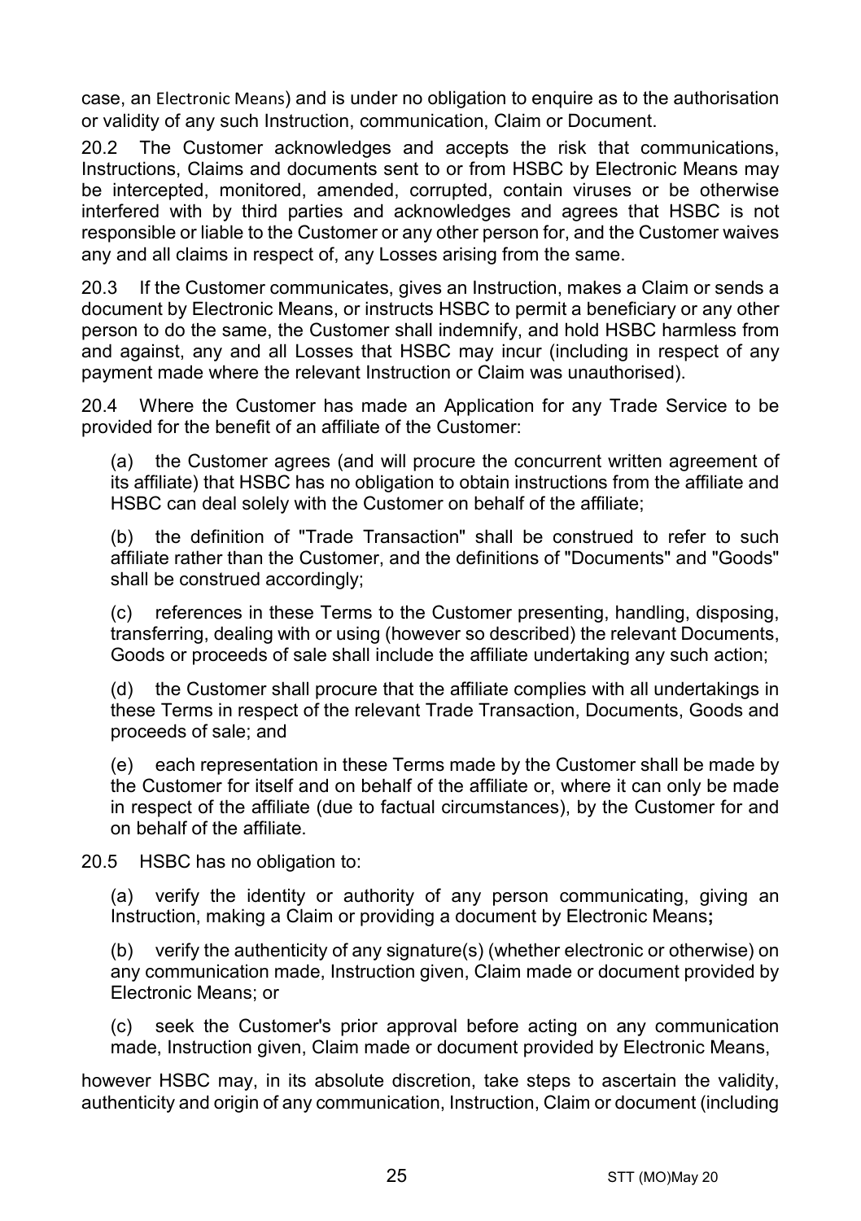case, an Electronic Means) and is under no obligation to enquire as to the authorisation or validity of any such Instruction, communication, Claim or Document.

20.2 The Customer acknowledges and accepts the risk that communications, Instructions, Claims and documents sent to or from HSBC by Electronic Means may be intercepted, monitored, amended, corrupted, contain viruses or be otherwise interfered with by third parties and acknowledges and agrees that HSBC is not responsible or liable to the Customer or any other person for, and the Customer waives any and all claims in respect of, any Losses arising from the same.

20.3 If the Customer communicates, gives an Instruction, makes a Claim or sends a document by Electronic Means, or instructs HSBC to permit a beneficiary or any other person to do the same, the Customer shall indemnify, and hold HSBC harmless from and against, any and all Losses that HSBC may incur (including in respect of any payment made where the relevant Instruction or Claim was unauthorised).

20.4 Where the Customer has made an Application for any Trade Service to be provided for the benefit of an affiliate of the Customer:

(a) the Customer agrees (and will procure the concurrent written agreement of its affiliate) that HSBC has no obligation to obtain instructions from the affiliate and HSBC can deal solely with the Customer on behalf of the affiliate;

(b) the definition of "Trade Transaction" shall be construed to refer to such affiliate rather than the Customer, and the definitions of "Documents" and "Goods" shall be construed accordingly;

(c) references in these Terms to the Customer presenting, handling, disposing, transferring, dealing with or using (however so described) the relevant Documents, Goods or proceeds of sale shall include the affiliate undertaking any such action;

(d) the Customer shall procure that the affiliate complies with all undertakings in these Terms in respect of the relevant Trade Transaction, Documents, Goods and proceeds of sale; and

(e) each representation in these Terms made by the Customer shall be made by the Customer for itself and on behalf of the affiliate or, where it can only be made in respect of the affiliate (due to factual circumstances), by the Customer for and on behalf of the affiliate.

20.5 HSBC has no obligation to:

(a) verify the identity or authority of any person communicating, giving an Instruction, making a Claim or providing a document by Electronic Means**;**

(b) verify the authenticity of any signature(s) (whether electronic or otherwise) on any communication made, Instruction given, Claim made or document provided by Electronic Means; or

(c) seek the Customer's prior approval before acting on any communication made, Instruction given, Claim made or document provided by Electronic Means,

however HSBC may, in its absolute discretion, take steps to ascertain the validity, authenticity and origin of any communication, Instruction, Claim or document (including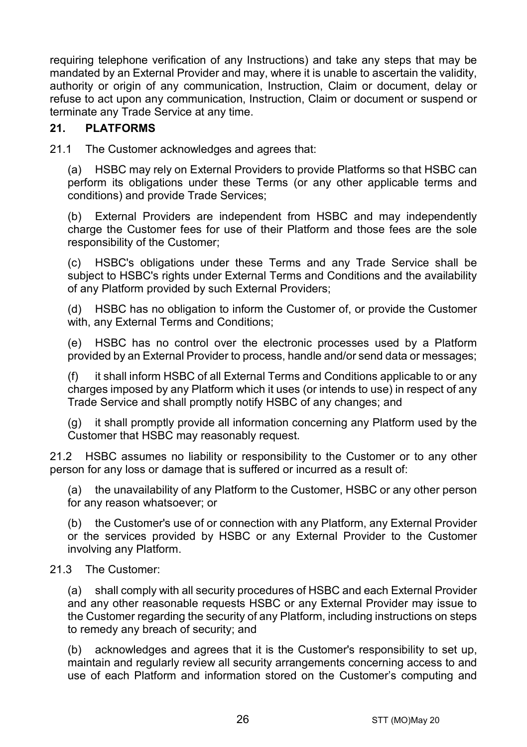requiring telephone verification of any Instructions) and take any steps that may be mandated by an External Provider and may, where it is unable to ascertain the validity, authority or origin of any communication, Instruction, Claim or document, delay or refuse to act upon any communication, Instruction, Claim or document or suspend or terminate any Trade Service at any time.

## 21. PLATFORMS

21.1 The Customer acknowledges and agrees that:

(a) HSBC may rely on External Providers to provide Platforms so that HSBC can perform its obligations under these Terms (or any other applicable terms and conditions) and provide Trade Services;

(b) External Providers are independent from HSBC and may independently charge the Customer fees for use of their Platform and those fees are the sole responsibility of the Customer;

(c) HSBC's obligations under these Terms and any Trade Service shall be subject to HSBC's rights under External Terms and Conditions and the availability of any Platform provided by such External Providers;

(d) HSBC has no obligation to inform the Customer of, or provide the Customer with, any External Terms and Conditions;

(e) HSBC has no control over the electronic processes used by a Platform provided by an External Provider to process, handle and/or send data or messages;

(f) it shall inform HSBC of all External Terms and Conditions applicable to or any charges imposed by any Platform which it uses (or intends to use) in respect of any Trade Service and shall promptly notify HSBC of any changes; and

(g) it shall promptly provide all information concerning any Platform used by the Customer that HSBC may reasonably request.

21.2 HSBC assumes no liability or responsibility to the Customer or to any other person for any loss or damage that is suffered or incurred as a result of:

(a) the unavailability of any Platform to the Customer, HSBC or any other person for any reason whatsoever; or

(b) the Customer's use of or connection with any Platform, any External Provider or the services provided by HSBC or any External Provider to the Customer involving any Platform.

21.3 The Customer:

(a) shall comply with all security procedures of HSBC and each External Provider and any other reasonable requests HSBC or any External Provider may issue to the Customer regarding the security of any Platform, including instructions on steps to remedy any breach of security; and

(b) acknowledges and agrees that it is the Customer's responsibility to set up, maintain and regularly review all security arrangements concerning access to and use of each Platform and information stored on the Customer's computing and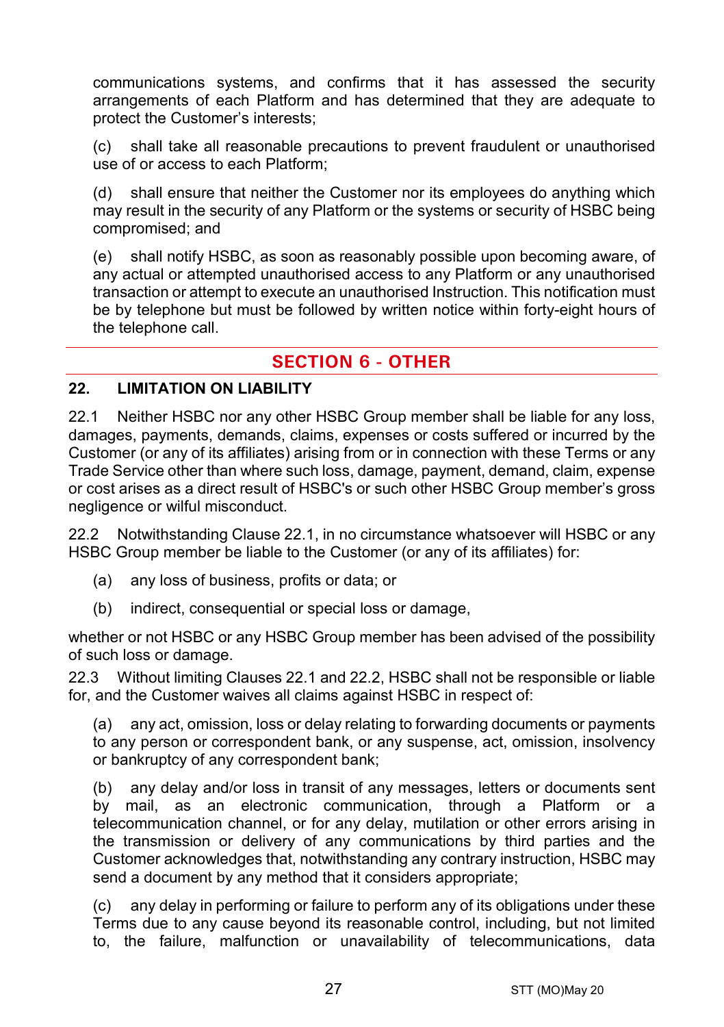communications systems, and confirms that it has assessed the security arrangements of each Platform and has determined that they are adequate to protect the Customer's interests;

(c) shall take all reasonable precautions to prevent fraudulent or unauthorised use of or access to each Platform;

(d) shall ensure that neither the Customer nor its employees do anything which may result in the security of any Platform or the systems or security of HSBC being compromised; and

(e) shall notify HSBC, as soon as reasonably possible upon becoming aware, of any actual or attempted unauthorised access to any Platform or any unauthorised transaction or attempt to execute an unauthorised Instruction. This notification must be by telephone but must be followed by written notice within forty-eight hours of the telephone call.

## SECTION 6 - OTHER

### 22. LIMITATION ON LIABILITY

22.1 Neither HSBC nor any other HSBC Group member shall be liable for any loss, damages, payments, demands, claims, expenses or costs suffered or incurred by the Customer (or any of its affiliates) arising from or in connection with these Terms or any Trade Service other than where such loss, damage, payment, demand, claim, expense or cost arises as a direct result of HSBC's or such other HSBC Group member's gross negligence or wilful misconduct.

22.2 Notwithstanding Clause 22.1, in no circumstance whatsoever will HSBC or any HSBC Group member be liable to the Customer (or any of its affiliates) for:

(a) any loss of business, profits or data; or

(b) indirect, consequential or special loss or damage,

whether or not HSBC or any HSBC Group member has been advised of the possibility of such loss or damage.

22.3 Without limiting Clauses 22.1 and 22.2, HSBC shall not be responsible or liable for, and the Customer waives all claims against HSBC in respect of:

(a) any act, omission, loss or delay relating to forwarding documents or payments to any person or correspondent bank, or any suspense, act, omission, insolvency or bankruptcy of any correspondent bank;

(b) any delay and/or loss in transit of any messages, letters or documents sent by mail, as an electronic communication, through a Platform or a telecommunication channel, or for any delay, mutilation or other errors arising in the transmission or delivery of any communications by third parties and the Customer acknowledges that, notwithstanding any contrary instruction, HSBC may send a document by any method that it considers appropriate;

(c) any delay in performing or failure to perform any of its obligations under these Terms due to any cause beyond its reasonable control, including, but not limited to, the failure, malfunction or unavailability of telecommunications, data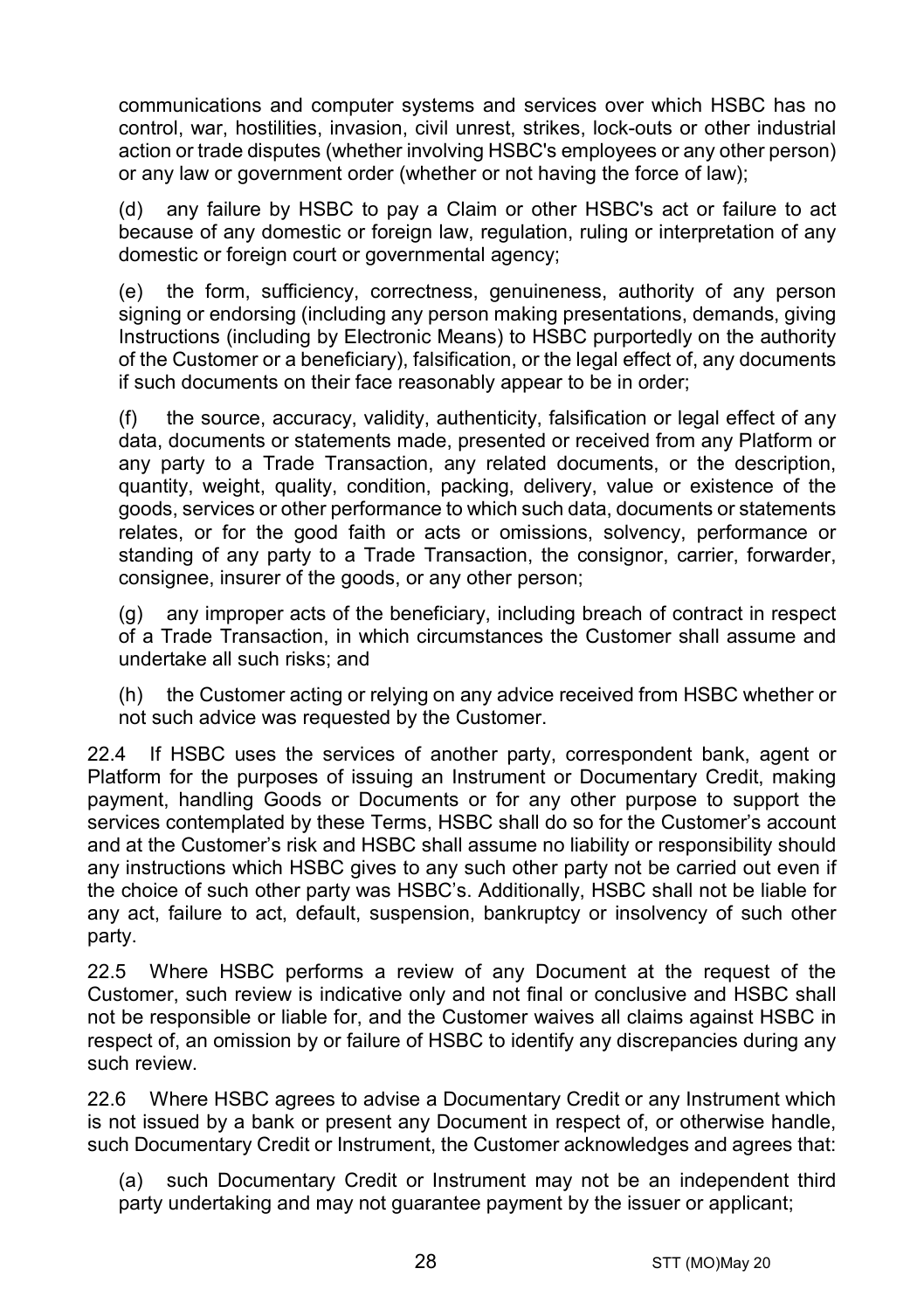communications and computer systems and services over which HSBC has no control, war, hostilities, invasion, civil unrest, strikes, lock-outs or other industrial action or trade disputes (whether involving HSBC's employees or any other person) or any law or government order (whether or not having the force of law);

(d) any failure by HSBC to pay a Claim or other HSBC's act or failure to act because of any domestic or foreign law, regulation, ruling or interpretation of any domestic or foreign court or governmental agency;

(e) the form, sufficiency, correctness, genuineness, authority of any person signing or endorsing (including any person making presentations, demands, giving Instructions (including by Electronic Means) to HSBC purportedly on the authority of the Customer or a beneficiary), falsification, or the legal effect of, any documents if such documents on their face reasonably appear to be in order;

(f) the source, accuracy, validity, authenticity, falsification or legal effect of any data, documents or statements made, presented or received from any Platform or any party to a Trade Transaction, any related documents, or the description, quantity, weight, quality, condition, packing, delivery, value or existence of the goods, services or other performance to which such data, documents or statements relates, or for the good faith or acts or omissions, solvency, performance or standing of any party to a Trade Transaction, the consignor, carrier, forwarder, consignee, insurer of the goods, or any other person;

(g) any improper acts of the beneficiary, including breach of contract in respect of a Trade Transaction, in which circumstances the Customer shall assume and undertake all such risks; and

(h) the Customer acting or relying on any advice received from HSBC whether or not such advice was requested by the Customer.

22.4 If HSBC uses the services of another party, correspondent bank, agent or Platform for the purposes of issuing an Instrument or Documentary Credit, making payment, handling Goods or Documents or for any other purpose to support the services contemplated by these Terms, HSBC shall do so for the Customer's account and at the Customer's risk and HSBC shall assume no liability or responsibility should any instructions which HSBC gives to any such other party not be carried out even if the choice of such other party was HSBC's. Additionally, HSBC shall not be liable for any act, failure to act, default, suspension, bankruptcy or insolvency of such other party.

22.5 Where HSBC performs a review of any Document at the request of the Customer, such review is indicative only and not final or conclusive and HSBC shall not be responsible or liable for, and the Customer waives all claims against HSBC in respect of, an omission by or failure of HSBC to identify any discrepancies during any such review.

22.6 Where HSBC agrees to advise a Documentary Credit or any Instrument which is not issued by a bank or present any Document in respect of, or otherwise handle, such Documentary Credit or Instrument, the Customer acknowledges and agrees that:

(a) such Documentary Credit or Instrument may not be an independent third party undertaking and may not guarantee payment by the issuer or applicant;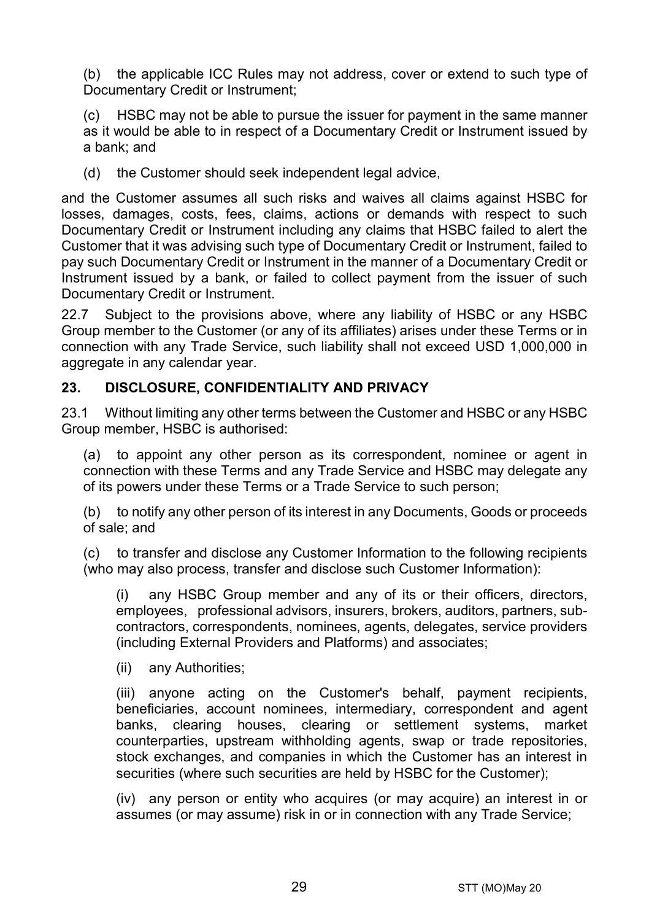(b) the applicable ICC Rules may not address, cover or extend to such type of Documentary Credit or Instrument;

(c) HSBC may not be able to pursue the issuer for payment in the same manner as it would be able to in respect of a Documentary Credit or Instrument issued by a bank; and

(d) the Customer should seek independent legal advice,

and the Customer assumes all such risks and waives all claims against HSBC for losses, damages, costs, fees, claims, actions or demands with respect to such Documentary Credit or Instrument including any claims that HSBC failed to alert the Customer that it was advising such type of Documentary Credit or Instrument, failed to pay such Documentary Credit or Instrument in the manner of a Documentary Credit or Instrument issued by a bank, or failed to collect payment from the issuer of such Documentary Credit or Instrument.

22.7 Subject to the provisions above, where any liability of HSBC or any HSBC Group member to the Customer (or any of its affiliates) arises under these Terms or in connection with any Trade Service, such liability shall not exceed USD 1,000,000 in aggregate in any calendar year.

## 23. DISCLOSURE, CONFIDENTIALITY AND PRIVACY

23.1 Without limiting any other terms between the Customer and HSBC or any HSBC Group member, HSBC is authorised:

(a) to appoint any other person as its correspondent, nominee or agent in connection with these Terms and any Trade Service and HSBC may delegate any of its powers under these Terms or a Trade Service to such person;

(b) to notify any other person of its interest in any Documents, Goods or proceeds of sale; and

(c) to transfer and disclose any Customer Information to the following recipients (who may also process, transfer and disclose such Customer Information):

(i) any HSBC Group member and any of its or their officers, directors, employees, professional advisors, insurers, brokers, auditors, partners, sub-contractors, correspondents, nominees, agents, delegates, service providers (including External Providers and Platforms) and associates;

(ii) any Authorities;

(iii) anyone acting on the Customer's behalf, payment recipients, beneficiaries, account nominees, intermediary, correspondent and agent banks, clearing houses, clearing or settlement systems, market counterparties, upstream withholding agents, swap or trade repositories, stock exchanges, and companies in which the Customer has an interest in securities (where such securities are held by HSBC for the Customer);

(iv) any person or entity who acquires (or may acquire) an interest in or assumes (or may assume) risk in or in connection with any Trade Service;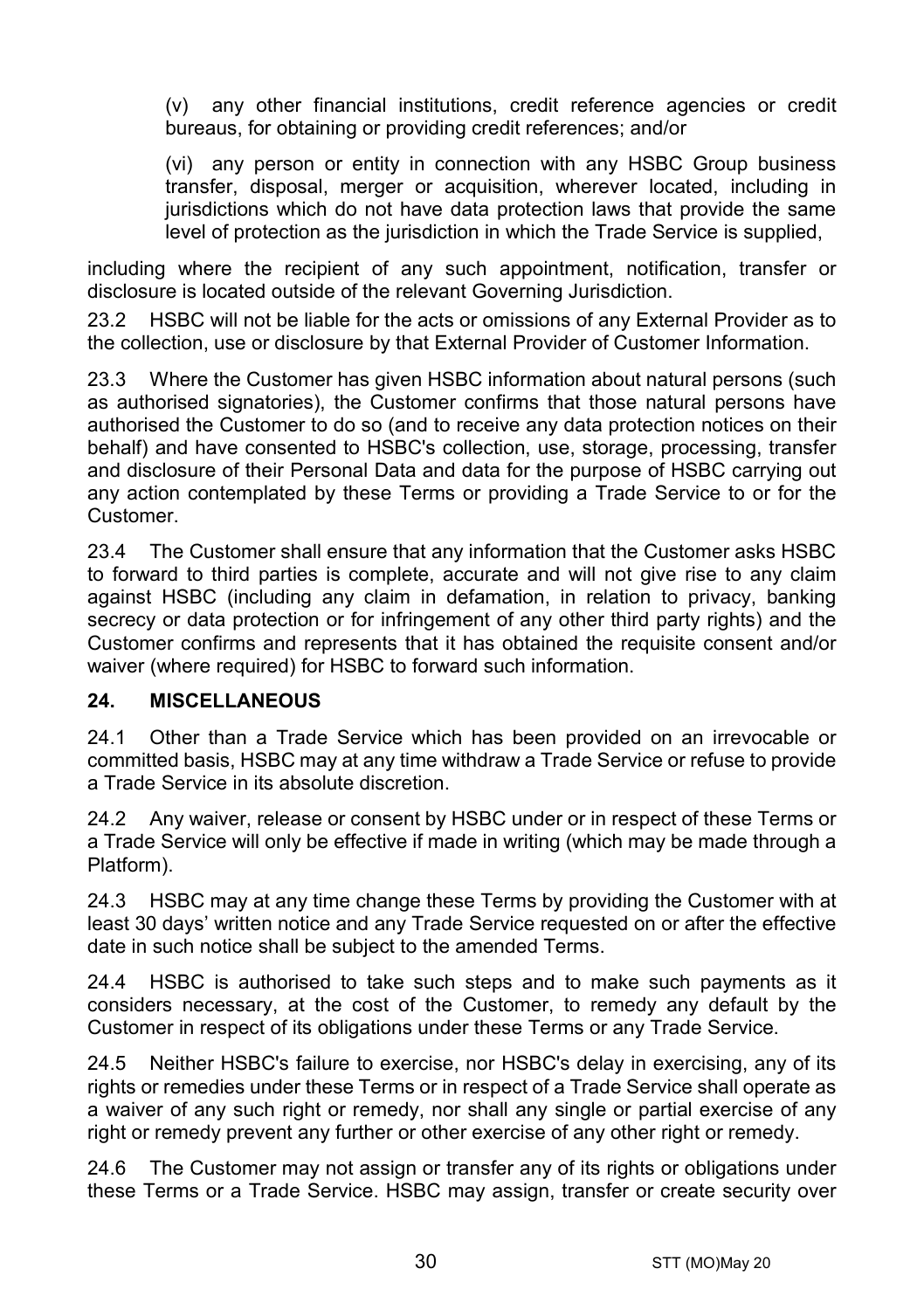(v) any other financial institutions, credit reference agencies or credit bureaus, for obtaining or providing credit references; and/or

(vi) any person or entity in connection with any HSBC Group business transfer, disposal, merger or acquisition, wherever located, including in jurisdictions which do not have data protection laws that provide the same level of protection as the jurisdiction in which the Trade Service is supplied,

including where the recipient of any such appointment, notification, transfer or disclosure is located outside of the relevant Governing Jurisdiction.

23.2 HSBC will not be liable for the acts or omissions of any External Provider as to the collection, use or disclosure by that External Provider of Customer Information.

23.3 Where the Customer has given HSBC information about natural persons (such as authorised signatories), the Customer confirms that those natural persons have authorised the Customer to do so (and to receive any data protection notices on their behalf) and have consented to HSBC's collection, use, storage, processing, transfer and disclosure of their Personal Data and data for the purpose of HSBC carrying out any action contemplated by these Terms or providing a Trade Service to or for the Customer.

23.4 The Customer shall ensure that any information that the Customer asks HSBC to forward to third parties is complete, accurate and will not give rise to any claim against HSBC (including any claim in defamation, in relation to privacy, banking secrecy or data protection or for infringement of any other third party rights) and the Customer confirms and represents that it has obtained the requisite consent and/or waiver (where required) for HSBC to forward such information.

## 24. MISCELLANEOUS

24.1 Other than a Trade Service which has been provided on an irrevocable or committed basis, HSBC may at any time withdraw a Trade Service or refuse to provide a Trade Service in its absolute discretion.

24.2 Any waiver, release or consent by HSBC under or in respect of these Terms or a Trade Service will only be effective if made in writing (which may be made through a Platform).

24.3 HSBC may at any time change these Terms by providing the Customer with at least 30 days' written notice and any Trade Service requested on or after the effective date in such notice shall be subject to the amended Terms.

24.4 HSBC is authorised to take such steps and to make such payments as it considers necessary, at the cost of the Customer, to remedy any default by the Customer in respect of its obligations under these Terms or any Trade Service.

24.5 Neither HSBC's failure to exercise, nor HSBC's delay in exercising, any of its rights or remedies under these Terms or in respect of a Trade Service shall operate as a waiver of any such right or remedy, nor shall any single or partial exercise of any right or remedy prevent any further or other exercise of any other right or remedy.

24.6 The Customer may not assign or transfer any of its rights or obligations under these Terms or a Trade Service. HSBC may assign, transfer or create security over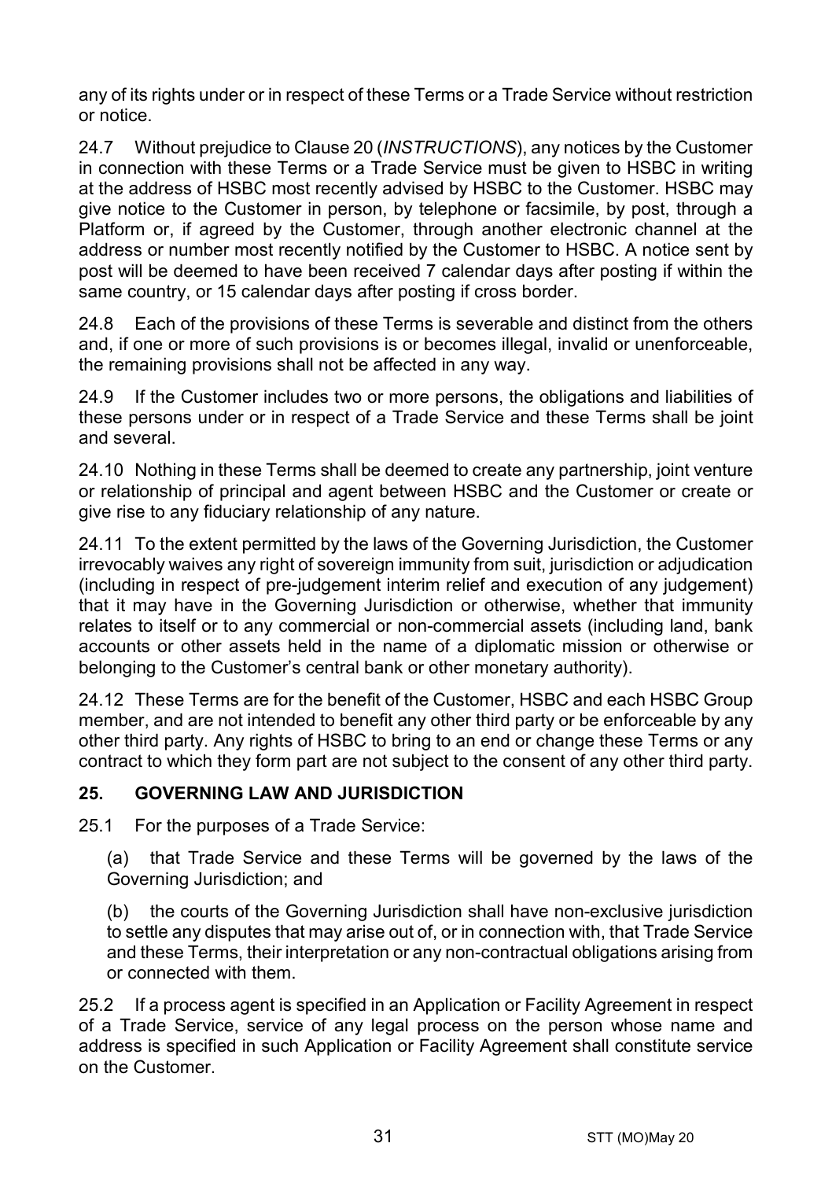any of its rights under or in respect of these Terms or a Trade Service without restriction or notice.

24.7 Without prejudice to Clause 20 (*INSTRUCTIONS*), any notices by the Customer in connection with these Terms or a Trade Service must be given to HSBC in writing at the address of HSBC most recently advised by HSBC to the Customer. HSBC may give notice to the Customer in person, by telephone or facsimile, by post, through a Platform or, if agreed by the Customer, through another electronic channel at the address or number most recently notified by the Customer to HSBC. A notice sent by post will be deemed to have been received 7 calendar days after posting if within the same country, or 15 calendar days after posting if cross border.

24.8 Each of the provisions of these Terms is severable and distinct from the others and, if one or more of such provisions is or becomes illegal, invalid or unenforceable, the remaining provisions shall not be affected in any way.

24.9 If the Customer includes two or more persons, the obligations and liabilities of these persons under or in respect of a Trade Service and these Terms shall be joint and several.

24.10 Nothing in these Terms shall be deemed to create any partnership, joint venture or relationship of principal and agent between HSBC and the Customer or create or give rise to any fiduciary relationship of any nature.

24.11 To the extent permitted by the laws of the Governing Jurisdiction, the Customer irrevocably waives any right of sovereign immunity from suit, jurisdiction or adjudication (including in respect of pre-judgement interim relief and execution of any judgement) that it may have in the Governing Jurisdiction or otherwise, whether that immunity relates to itself or to any commercial or non-commercial assets (including land, bank accounts or other assets held in the name of a diplomatic mission or otherwise or belonging to the Customer's central bank or other monetary authority).

24.12 These Terms are for the benefit of the Customer, HSBC and each HSBC Group member, and are not intended to benefit any other third party or be enforceable by any other third party. Any rights of HSBC to bring to an end or change these Terms or any contract to which they form part are not subject to the consent of any other third party.

## 25. GOVERNING LAW AND JURISDICTION

25.1 For the purposes of a Trade Service:

(a) that Trade Service and these Terms will be governed by the laws of the Governing Jurisdiction; and

(b) the courts of the Governing Jurisdiction shall have non-exclusive jurisdiction to settle any disputes that may arise out of, or in connection with, that Trade Service and these Terms, their interpretation or any non-contractual obligations arising from or connected with them.

25.2 If a process agent is specified in an Application or Facility Agreement in respect of a Trade Service, service of any legal process on the person whose name and address is specified in such Application or Facility Agreement shall constitute service on the Customer.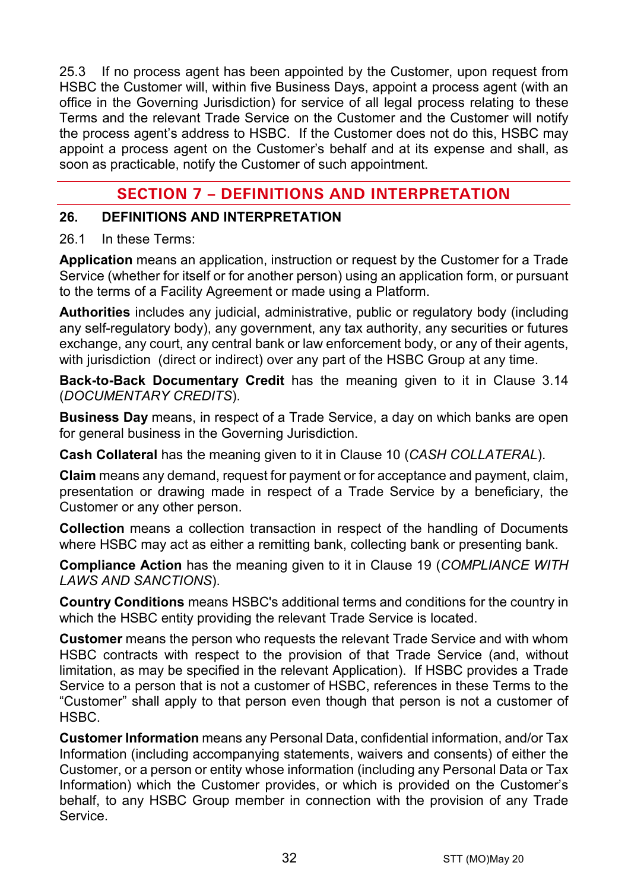25.3 If no process agent has been appointed by the Customer, upon request from HSBC the Customer will, within five Business Days, appoint a process agent (with an office in the Governing Jurisdiction) for service of all legal process relating to these Terms and the relevant Trade Service on the Customer and the Customer will notify the process agent's address to HSBC. If the Customer does not do this, HSBC may appoint a process agent on the Customer's behalf and at its expense and shall, as soon as practicable, notify the Customer of such appointment.

## SECTION 7 – DEFINITIONS AND INTERPRETATION

### 26. DEFINITIONS AND INTERPRETATION

26.1 In these Terms:

**Application** means an application, instruction or request by the Customer for a Trade Service (whether for itself or for another person) using an application form, or pursuant to the terms of a Facility Agreement or made using a Platform.

**Authorities** includes any judicial, administrative, public or regulatory body (including any self-regulatory body), any government, any tax authority, any securities or futures exchange, any court, any central bank or law enforcement body, or any of their agents, with jurisdiction (direct or indirect) over any part of the HSBC Group at any time.

**Back-to-Back Documentary Credit** has the meaning given to it in Clause 3.14 (*DOCUMENTARY CREDITS*).

**Business Day** means, in respect of a Trade Service, a day on which banks are open for general business in the Governing Jurisdiction.

**Cash Collateral** has the meaning given to it in Clause 10 (*CASH COLLATERAL*).

**Claim** means any demand, request for payment or for acceptance and payment, claim, presentation or drawing made in respect of a Trade Service by a beneficiary, the Customer or any other person.

**Collection** means a collection transaction in respect of the handling of Documents where HSBC may act as either a remitting bank, collecting bank or presenting bank.

**Compliance Action** has the meaning given to it in Clause 19 (*COMPLIANCE WITH LAWS AND SANCTIONS*).

**Country Conditions** means HSBC's additional terms and conditions for the country in which the HSBC entity providing the relevant Trade Service is located.

**Customer** means the person who requests the relevant Trade Service and with whom HSBC contracts with respect to the provision of that Trade Service (and, without limitation, as may be specified in the relevant Application). If HSBC provides a Trade Service to a person that is not a customer of HSBC, references in these Terms to the "Customer" shall apply to that person even though that person is not a customer of HSBC.

**Customer Information** means any Personal Data, confidential information, and/or Tax Information (including accompanying statements, waivers and consents) of either the Customer, or a person or entity whose information (including any Personal Data or Tax Information) which the Customer provides, or which is provided on the Customer's behalf, to any HSBC Group member in connection with the provision of any Trade Service.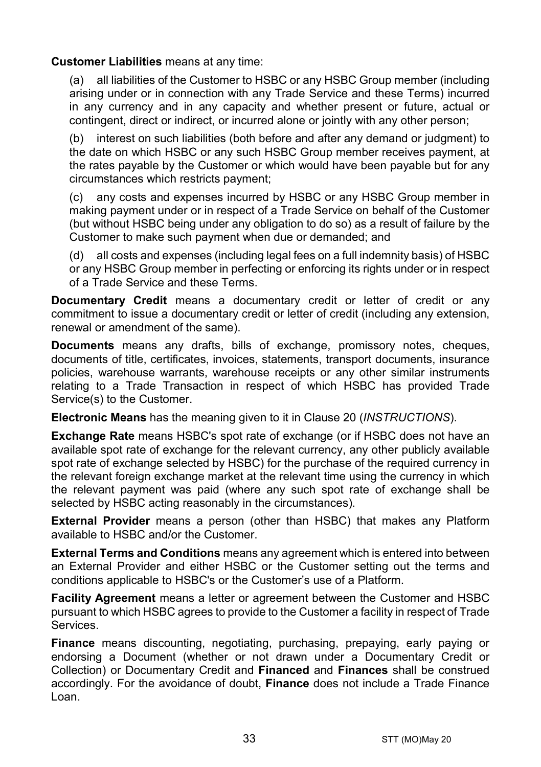**Customer Liabilities** means at any time:

(a) all liabilities of the Customer to HSBC or any HSBC Group member (including arising under or in connection with any Trade Service and these Terms) incurred in any currency and in any capacity and whether present or future, actual or contingent, direct or indirect, or incurred alone or jointly with any other person;

(b) interest on such liabilities (both before and after any demand or judgment) to the date on which HSBC or any such HSBC Group member receives payment, at the rates payable by the Customer or which would have been payable but for any circumstances which restricts payment;

(c) any costs and expenses incurred by HSBC or any HSBC Group member in making payment under or in respect of a Trade Service on behalf of the Customer (but without HSBC being under any obligation to do so) as a result of failure by the Customer to make such payment when due or demanded; and

(d) all costs and expenses (including legal fees on a full indemnity basis) of HSBC or any HSBC Group member in perfecting or enforcing its rights under or in respect of a Trade Service and these Terms.

**Documentary Credit** means a documentary credit or letter of credit or any commitment to issue a documentary credit or letter of credit (including any extension, renewal or amendment of the same).

**Documents** means any drafts, bills of exchange, promissory notes, cheques, documents of title, certificates, invoices, statements, transport documents, insurance policies, warehouse warrants, warehouse receipts or any other similar instruments relating to a Trade Transaction in respect of which HSBC has provided Trade Service(s) to the Customer.

**Electronic Means** has the meaning given to it in Clause 20 (*INSTRUCTIONS*).

**Exchange Rate** means HSBC's spot rate of exchange (or if HSBC does not have an available spot rate of exchange for the relevant currency, any other publicly available spot rate of exchange selected by HSBC) for the purchase of the required currency in the relevant foreign exchange market at the relevant time using the currency in which the relevant payment was paid (where any such spot rate of exchange shall be selected by HSBC acting reasonably in the circumstances).

**External Provider** means a person (other than HSBC) that makes any Platform available to HSBC and/or the Customer.

**External Terms and Conditions** means any agreement which is entered into between an External Provider and either HSBC or the Customer setting out the terms and conditions applicable to HSBC's or the Customer's use of a Platform.

**Facility Agreement** means a letter or agreement between the Customer and HSBC pursuant to which HSBC agrees to provide to the Customer a facility in respect of Trade Services.

**Finance** means discounting, negotiating, purchasing, prepaying, early paying or endorsing a Document (whether or not drawn under a Documentary Credit or Collection) or Documentary Credit and **Financed** and **Finances** shall be construed accordingly. For the avoidance of doubt, **Finance** does not include a Trade Finance Loan.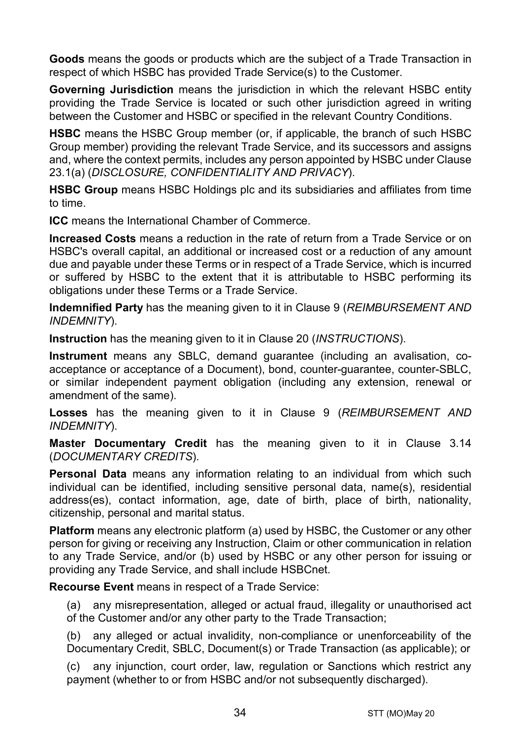**Goods** means the goods or products which are the subject of a Trade Transaction in respect of which HSBC has provided Trade Service(s) to the Customer.

**Governing Jurisdiction** means the jurisdiction in which the relevant HSBC entity providing the Trade Service is located or such other jurisdiction agreed in writing between the Customer and HSBC or specified in the relevant Country Conditions.

**HSBC** means the HSBC Group member (or, if applicable, the branch of such HSBC Group member) providing the relevant Trade Service, and its successors and assigns and, where the context permits, includes any person appointed by HSBC under Clause 23.1(a) (*DISCLOSURE, CONFIDENTIALITY AND PRIVACY*).

**HSBC Group** means HSBC Holdings plc and its subsidiaries and affiliates from time to time.

**ICC** means the International Chamber of Commerce.

**Increased Costs** means a reduction in the rate of return from a Trade Service or on HSBC's overall capital, an additional or increased cost or a reduction of any amount due and payable under these Terms or in respect of a Trade Service, which is incurred or suffered by HSBC to the extent that it is attributable to HSBC performing its obligations under these Terms or a Trade Service.

**Indemnified Party** has the meaning given to it in Clause 9 (*REIMBURSEMENT AND INDEMNITY*).

**Instruction** has the meaning given to it in Clause 20 (*INSTRUCTIONS*).

**Instrument** means any SBLC, demand guarantee (including an avalisation, co-acceptance or acceptance of a Document), bond, counter-guarantee, counter-SBLC, or similar independent payment obligation (including any extension, renewal or amendment of the same).

**Losses** has the meaning given to it in Clause 9 (*REIMBURSEMENT AND INDEMNITY*).

**Master Documentary Credit** has the meaning given to it in Clause 3.14 (*DOCUMENTARY CREDITS*).

**Personal Data** means any information relating to an individual from which such individual can be identified, including sensitive personal data, name(s), residential address(es), contact information, age, date of birth, place of birth, nationality, citizenship, personal and marital status.

**Platform** means any electronic platform (a) used by HSBC, the Customer or any other person for giving or receiving any Instruction, Claim or other communication in relation to any Trade Service, and/or (b) used by HSBC or any other person for issuing or providing any Trade Service, and shall include HSBCnet.

**Recourse Event** means in respect of a Trade Service:

(a) any misrepresentation, alleged or actual fraud, illegality or unauthorised act of the Customer and/or any other party to the Trade Transaction;

(b) any alleged or actual invalidity, non-compliance or unenforceability of the Documentary Credit, SBLC, Document(s) or Trade Transaction (as applicable); or

(c) any injunction, court order, law, regulation or Sanctions which restrict any payment (whether to or from HSBC and/or not subsequently discharged).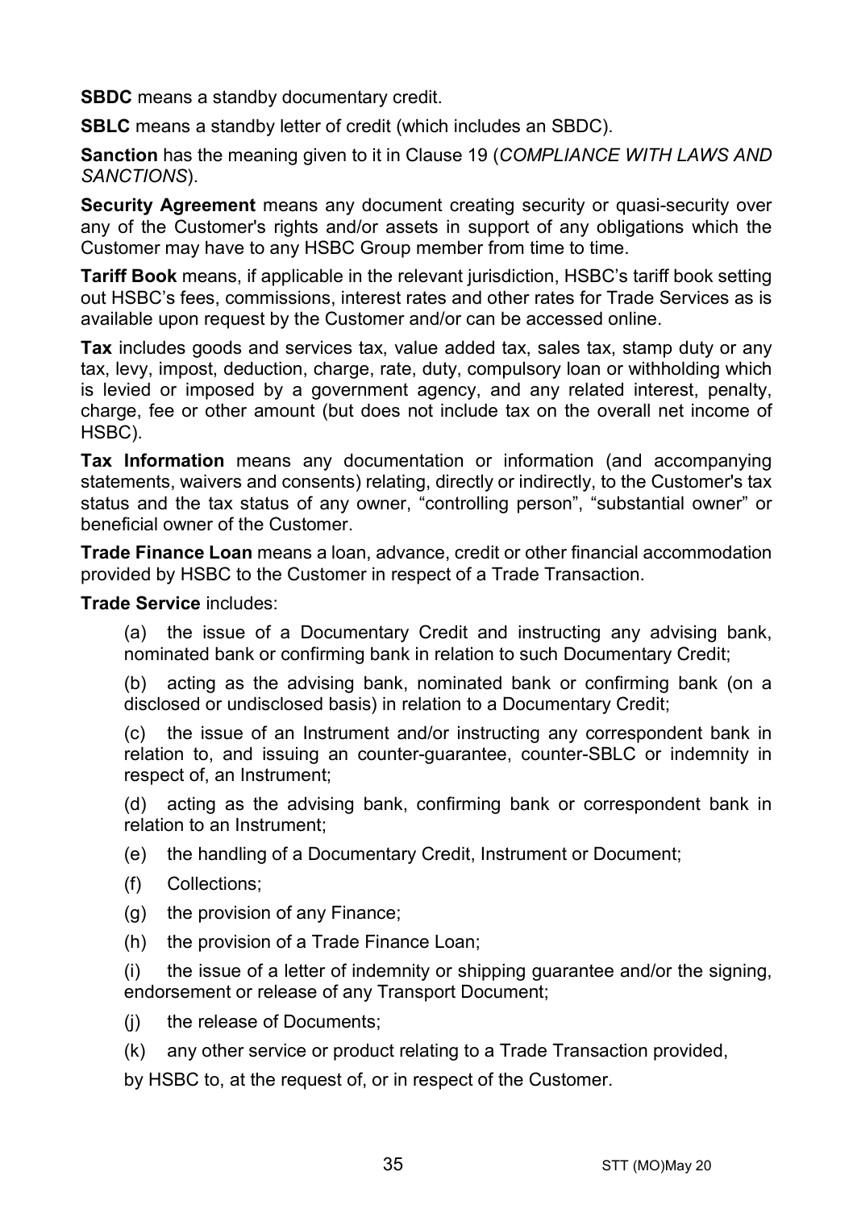**SBDC** means a standby documentary credit.

**SBLC** means a standby letter of credit (which includes an SBDC).

**Sanction** has the meaning given to it in Clause 19 (*COMPLIANCE WITH LAWS AND SANCTIONS*).

**Security Agreement** means any document creating security or quasi-security over any of the Customer's rights and/or assets in support of any obligations which the Customer may have to any HSBC Group member from time to time.

**Tariff Book** means, if applicable in the relevant jurisdiction, HSBC's tariff book setting out HSBC's fees, commissions, interest rates and other rates for Trade Services as is available upon request by the Customer and/or can be accessed online.

**Tax** includes goods and services tax, value added tax, sales tax, stamp duty or any tax, levy, impost, deduction, charge, rate, duty, compulsory loan or withholding which is levied or imposed by a government agency, and any related interest, penalty, charge, fee or other amount (but does not include tax on the overall net income of HSBC).

**Tax Information** means any documentation or information (and accompanying statements, waivers and consents) relating, directly or indirectly, to the Customer's tax status and the tax status of any owner, "controlling person", "substantial owner" or beneficial owner of the Customer.

**Trade Finance Loan** means a loan, advance, credit or other financial accommodation provided by HSBC to the Customer in respect of a Trade Transaction.

**Trade Service** includes:

(a) the issue of a Documentary Credit and instructing any advising bank, nominated bank or confirming bank in relation to such Documentary Credit;

(b) acting as the advising bank, nominated bank or confirming bank (on a disclosed or undisclosed basis) in relation to a Documentary Credit;

(c) the issue of an Instrument and/or instructing any correspondent bank in relation to, and issuing an counter-guarantee, counter-SBLC or indemnity in respect of, an Instrument;

(d) acting as the advising bank, confirming bank or correspondent bank in relation to an Instrument;

(e) the handling of a Documentary Credit, Instrument or Document;

(f) Collections;

(g) the provision of any Finance;

(h) the provision of a Trade Finance Loan;

(i) the issue of a letter of indemnity or shipping guarantee and/or the signing, endorsement or release of any Transport Document;

(j) the release of Documents;

(k) any other service or product relating to a Trade Transaction provided,

by HSBC to, at the request of, or in respect of the Customer.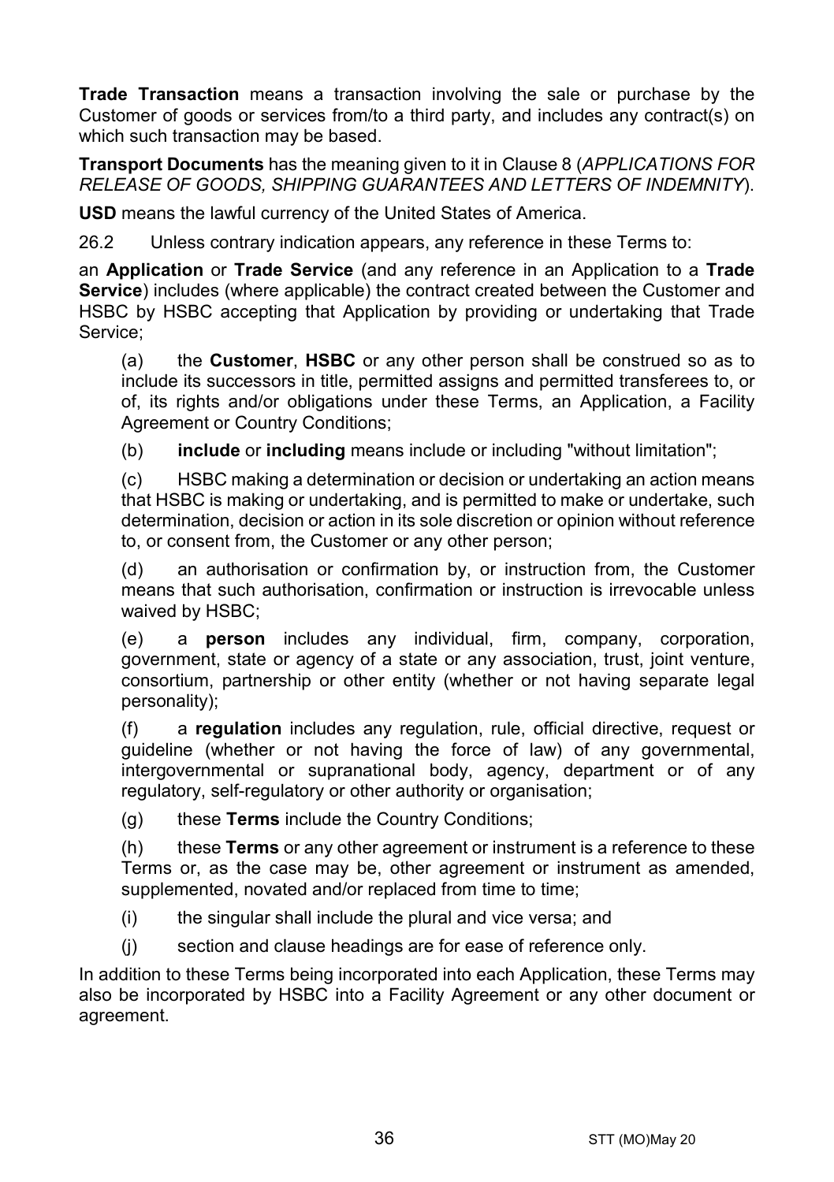**Trade Transaction** means a transaction involving the sale or purchase by the Customer of goods or services from/to a third party, and includes any contract(s) on which such transaction may be based.

**Transport Documents** has the meaning given to it in Clause 8 (*APPLICATIONS FOR RELEASE OF GOODS, SHIPPING GUARANTEES AND LETTERS OF INDEMNITY*).

**USD** means the lawful currency of the United States of America.

26.2 Unless contrary indication appears, any reference in these Terms to:

an **Application** or **Trade Service** (and any reference in an Application to a **Trade Service**) includes (where applicable) the contract created between the Customer and HSBC by HSBC accepting that Application by providing or undertaking that Trade Service;

(a) the **Customer**, **HSBC** or any other person shall be construed so as to include its successors in title, permitted assigns and permitted transferees to, or of, its rights and/or obligations under these Terms, an Application, a Facility Agreement or Country Conditions;

(b) **include** or **including** means include or including "without limitation";

(c) HSBC making a determination or decision or undertaking an action means that HSBC is making or undertaking, and is permitted to make or undertake, such determination, decision or action in its sole discretion or opinion without reference to, or consent from, the Customer or any other person;

(d) an authorisation or confirmation by, or instruction from, the Customer means that such authorisation, confirmation or instruction is irrevocable unless waived by HSBC;

(e) a **person** includes any individual, firm, company, corporation, government, state or agency of a state or any association, trust, joint venture, consortium, partnership or other entity (whether or not having separate legal personality);

(f) a **regulation** includes any regulation, rule, official directive, request or guideline (whether or not having the force of law) of any governmental, intergovernmental or supranational body, agency, department or of any regulatory, self-regulatory or other authority or organisation;

(g) these **Terms** include the Country Conditions;

(h) these **Terms** or any other agreement or instrument is a reference to these Terms or, as the case may be, other agreement or instrument as amended, supplemented, novated and/or replaced from time to time;

(i) the singular shall include the plural and vice versa; and

(j) section and clause headings are for ease of reference only.

In addition to these Terms being incorporated into each Application, these Terms may also be incorporated by HSBC into a Facility Agreement or any other document or agreement.